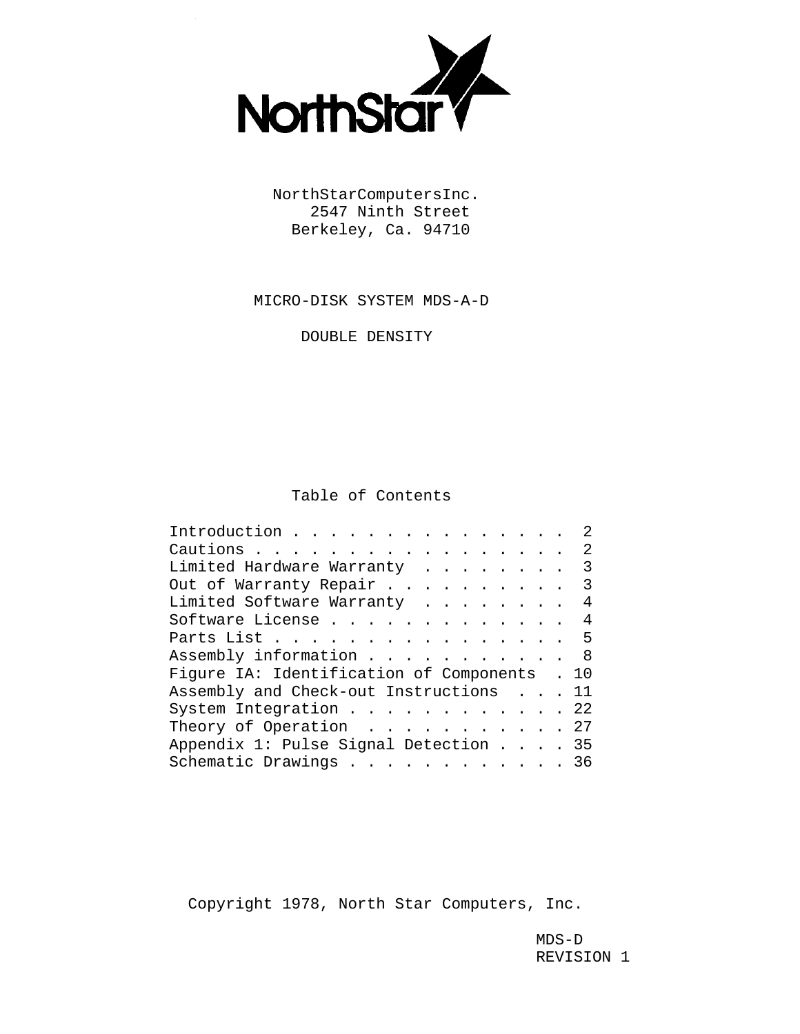NorthStar

NorthStarComputersInc.
2547 Ninth Street
Berkeley, Ca. 94710

# MICRO-DISK SYSTEM MDS-A-D

## DOUBLE DENSITY

## Table of Contents

| | |
|---|---|
| Introduction | 2 |
| Cautions | 2 |
| Limited Hardware Warranty | 3 |
| Out of Warranty Repair | 3 |
| Limited Software Warranty | 4 |
| Software License | 4 |
| Parts List | 5 |
| Assembly information | 8 |
| Figure IA: Identification of Components | 10 |
| Assembly and Check-out Instructions | 11 |
| System Integration | 22 |
| Theory of Operation | 27 |
| Appendix 1: Pulse Signal Detection | 35 |
| Schematic Drawings | 36 |

Copyright 1978, North Star Computers, Inc.

MDS-D
REVISION 1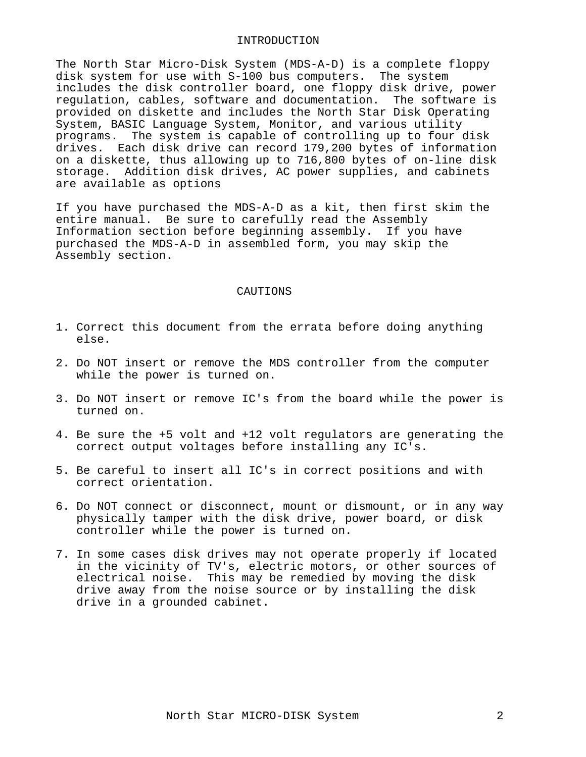## INTRODUCTION

The North Star Micro-Disk System (MDS-A-D) is a complete floppy disk system for use with S-100 bus computers. The system includes the disk controller board, one floppy disk drive, power regulation, cables, software and documentation. The software is provided on diskette and includes the North Star Disk Operating System, BASIC Language System, Monitor, and various utility programs. The system is capable of controlling up to four disk drives. Each disk drive can record 179,200 bytes of information on a diskette, thus allowing up to 716,800 bytes of on-line disk storage. Addition disk drives, AC power supplies, and cabinets are available as options

If you have purchased the MDS-A-D as a kit, then first skim the entire manual. Be sure to carefully read the Assembly Information section before beginning assembly. If you have purchased the MDS-A-D in assembled form, you may skip the Assembly section.

## CAUTIONS

1. Correct this document from the errata before doing anything else.

2. Do NOT insert or remove the MDS controller from the computer while the power is turned on.

3. Do NOT insert or remove IC's from the board while the power is turned on.

4. Be sure the +5 volt and +12 volt regulators are generating the correct output voltages before installing any IC's.

5. Be careful to insert all IC's in correct positions and with correct orientation.

6. Do NOT connect or disconnect, mount or dismount, or in any way physically tamper with the disk drive, power board, or disk controller while the power is turned on.

7. In some cases disk drives may not operate properly if located in the vicinity of TV's, electric motors, or other sources of electrical noise. This may be remedied by moving the disk drive away from the noise source or by installing the disk drive in a grounded cabinet.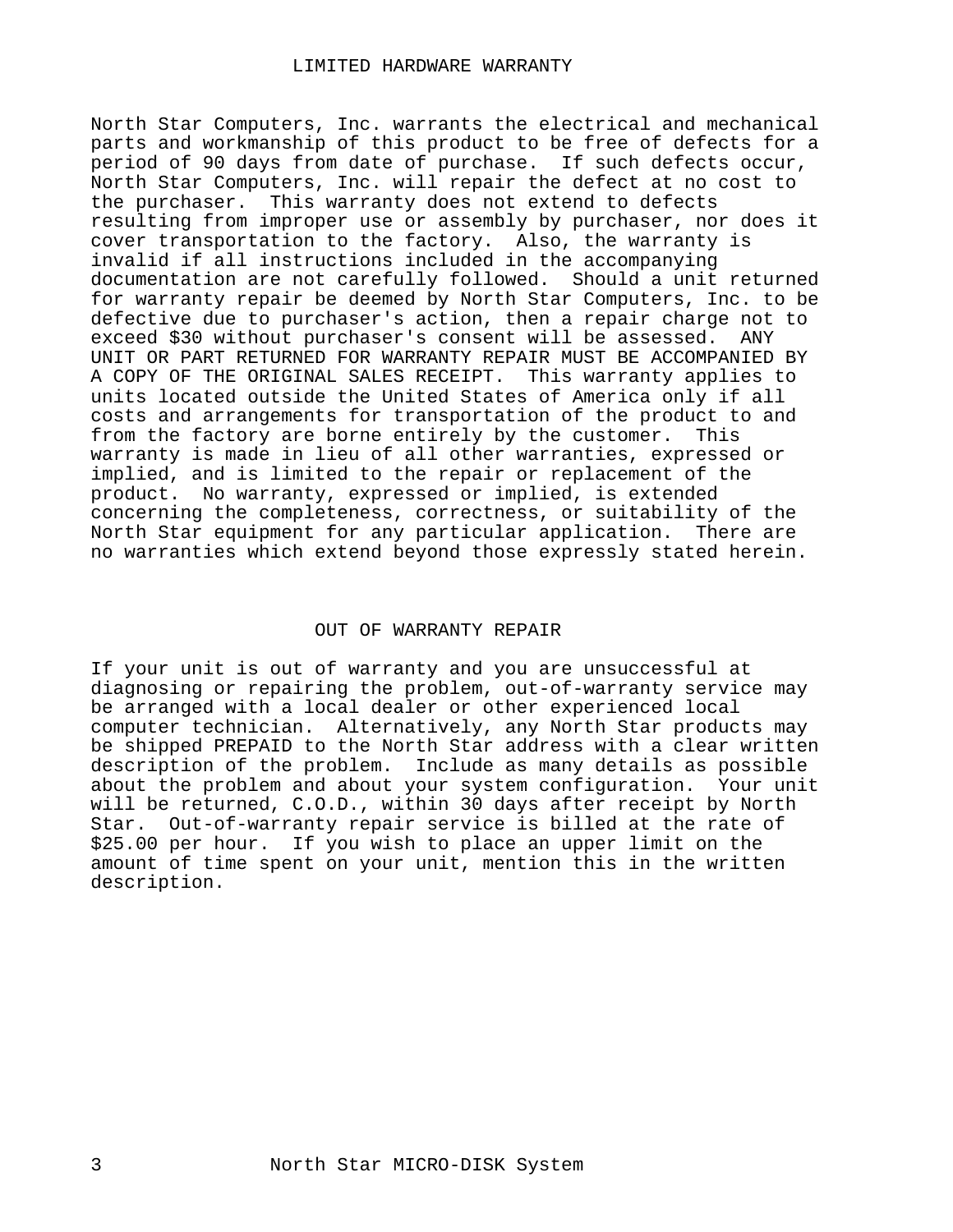# LIMITED HARDWARE WARRANTY

North Star Computers, Inc. warrants the electrical and mechanical parts and workmanship of this product to be free of defects for a period of 90 days from date of purchase. If such defects occur, North Star Computers, Inc. will repair the defect at no cost to the purchaser. This warranty does not extend to defects resulting from improper use or assembly by purchaser, nor does it cover transportation to the factory. Also, the warranty is invalid if all instructions included in the accompanying documentation are not carefully followed. Should a unit returned for warranty repair be deemed by North Star Computers, Inc. to be defective due to purchaser's action, then a repair charge not to exceed $30 without purchaser's consent will be assessed. ANY UNIT OR PART RETURNED FOR WARRANTY REPAIR MUST BE ACCOMPANIED BY A COPY OF THE ORIGINAL SALES RECEIPT. This warranty applies to units located outside the United States of America only if all costs and arrangements for transportation of the product to and from the factory are borne entirely by the customer. This warranty is made in lieu of all other warranties, expressed or implied, and is limited to the repair or replacement of the product. No warranty, expressed or implied, is extended concerning the completeness, correctness, or suitability of the North Star equipment for any particular application. There are no warranties which extend beyond those expressly stated herein.

# OUT OF WARRANTY REPAIR

If your unit is out of warranty and you are unsuccessful at diagnosing or repairing the problem, out-of-warranty service may be arranged with a local dealer or other experienced local computer technician. Alternatively, any North Star products may be shipped PREPAID to the North Star address with a clear written description of the problem. Include as many details as possible about the problem and about your system configuration. Your unit will be returned, C.O.D., within 30 days after receipt by North Star. Out-of-warranty repair service is billed at the rate of $25.00 per hour. If you wish to place an upper limit on the amount of time spent on your unit, mention this in the written description.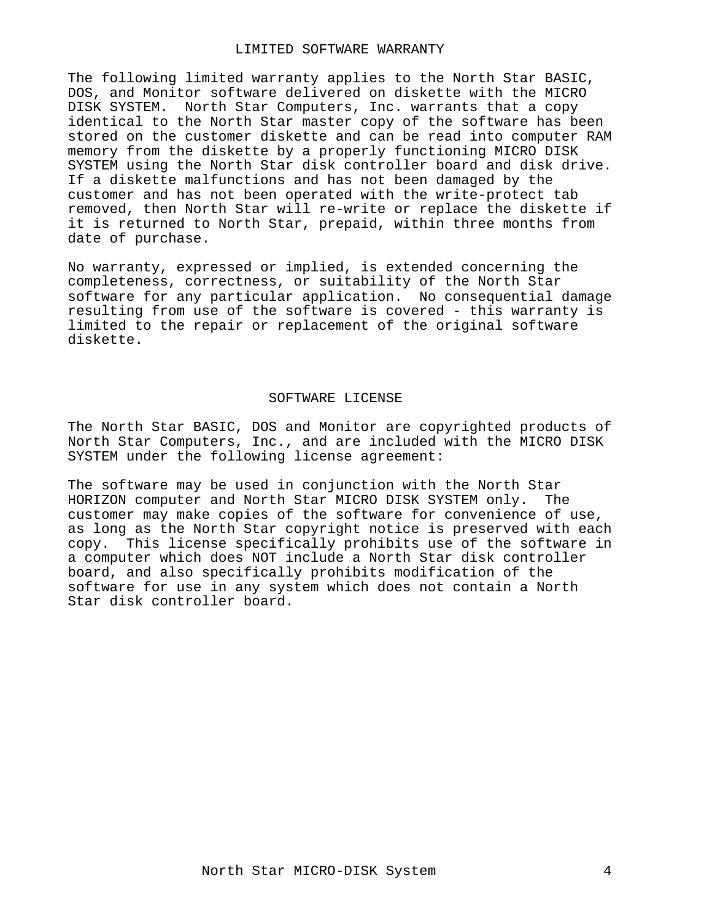## LIMITED SOFTWARE WARRANTY

The following limited warranty applies to the North Star BASIC, DOS, and Monitor software delivered on diskette with the MICRO DISK SYSTEM. North Star Computers, Inc. warrants that a copy identical to the North Star master copy of the software has been stored on the customer diskette and can be read into computer RAM memory from the diskette by a properly functioning MICRO DISK SYSTEM using the North Star disk controller board and disk drive. If a diskette malfunctions and has not been damaged by the customer and has not been operated with the write-protect tab removed, then North Star will re-write or replace the diskette if it is returned to North Star, prepaid, within three months from date of purchase.

No warranty, expressed or implied, is extended concerning the completeness, correctness, or suitability of the North Star software for any particular application. No consequential damage resulting from use of the software is covered - this warranty is limited to the repair or replacement of the original software diskette.

## SOFTWARE LICENSE

The North Star BASIC, DOS and Monitor are copyrighted products of North Star Computers, Inc., and are included with the MICRO DISK SYSTEM under the following license agreement:

The software may be used in conjunction with the North Star HORIZON computer and North Star MICRO DISK SYSTEM only. The customer may make copies of the software for convenience of use, as long as the North Star copyright notice is preserved with each copy. This license specifically prohibits use of the software in a computer which does NOT include a North Star disk controller board, and also specifically prohibits modification of the software for use in any system which does not contain a North Star disk controller board.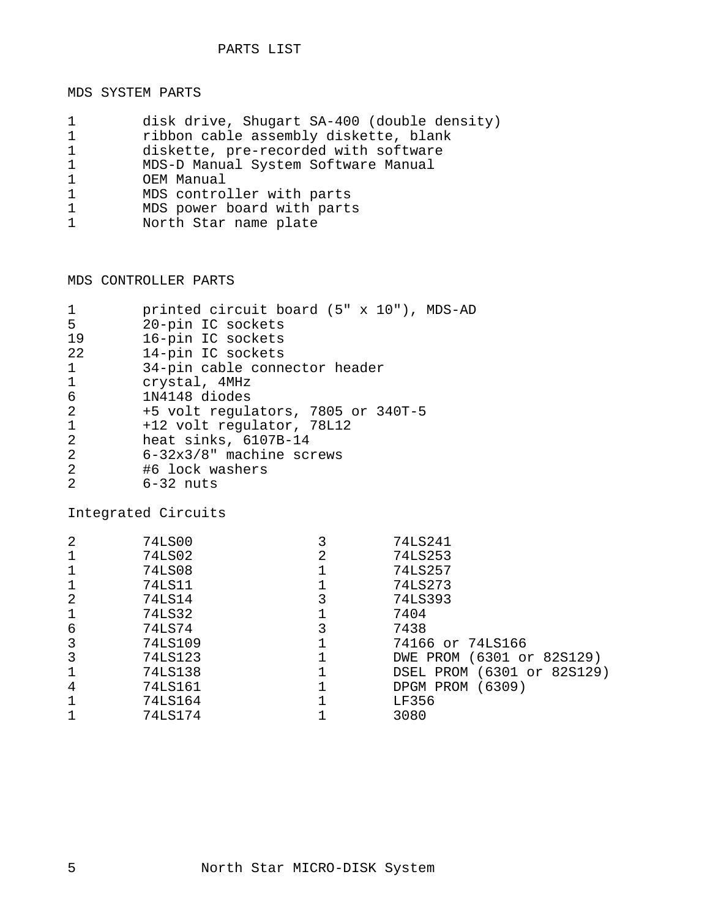# PARTS LIST

## MDS SYSTEM PARTS

| Qty | Description |
|---|---|
| 1 | disk drive, Shugart SA-400 (double density) |
| 1 | ribbon cable assembly diskette, blank |
| 1 | diskette, pre-recorded with software |
| 1 | MDS-D Manual System Software Manual |
| 1 | OEM Manual |
| 1 | MDS controller with parts |
| 1 | MDS power board with parts |
| 1 | North Star name plate |

## MDS CONTROLLER PARTS

| Qty | Description |
|---|---|
| 1 | printed circuit board (5" x 10"), MDS-AD |
| 5 | 20-pin IC sockets |
| 19 | 16-pin IC sockets |
| 22 | 14-pin IC sockets |
| 1 | 34-pin cable connector header |
| 1 | crystal, 4MHz |
| 6 | 1N4148 diodes |
| 2 | +5 volt regulators, 7805 or 340T-5 |
| 1 | +12 volt regulator, 78L12 |
| 2 | heat sinks, 6107B-14 |
| 2 | 6-32x3/8" machine screws |
| 2 | #6 lock washers |
| 2 | 6-32 nuts |

### Integrated Circuits

| Qty | Part | Qty | Part |
|---|---|---|---|
| 2 | 74LS00 | 3 | 74LS241 |
| 1 | 74LS02 | 2 | 74LS253 |
| 1 | 74LS08 | 1 | 74LS257 |
| 1 | 74LS11 | 1 | 74LS273 |
| 2 | 74LS14 | 3 | 74LS393 |
| 1 | 74LS32 | 1 | 7404 |
| 6 | 74LS74 | 3 | 7438 |
| 3 | 74LS109 | 1 | 74166 or 74LS166 |
| 3 | 74LS123 | 1 | DWE PROM (6301 or 82S129) |
| 1 | 74LS138 | 1 | DSEL PROM (6301 or 82S129) |
| 4 | 74LS161 | 1 | DPGM PROM (6309) |
| 1 | 74LS164 | 1 | LF356 |
| 1 | 74LS174 | 1 | 3080 |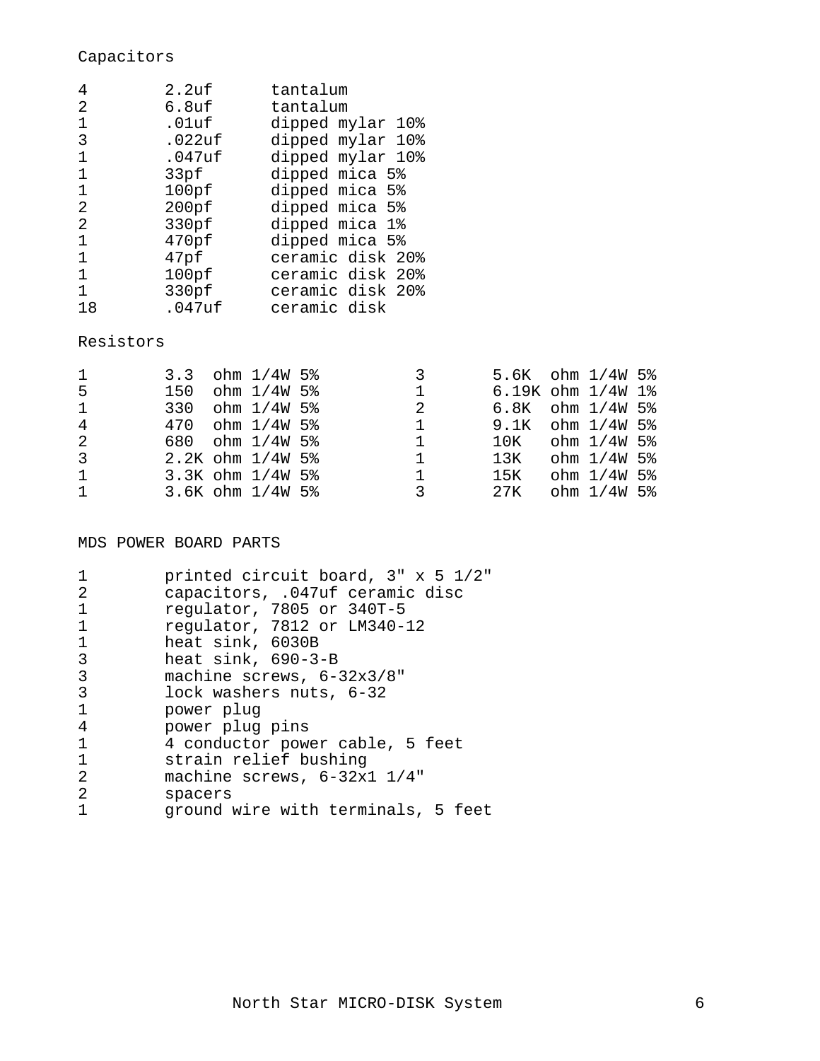## Capacitors

| Qty | Value | Type |
|---|---|---|
| 4 | 2.2uf | tantalum |
| 2 | 6.8uf | tantalum |
| 1 | .01uf | dipped mylar 10% |
| 3 | .022uf | dipped mylar 10% |
| 1 | .047uf | dipped mylar 10% |
| 1 | 33pf | dipped mica 5% |
| 1 | 100pf | dipped mica 5% |
| 2 | 200pf | dipped mica 5% |
| 2 | 330pf | dipped mica 1% |
| 1 | 470pf | dipped mica 5% |
| 1 | 47pf | ceramic disk 20% |
| 1 | 100pf | ceramic disk 20% |
| 1 | 330pf | ceramic disk 20% |
| 18 | .047uf | ceramic disk |

## Resistors

| Qty | Value | Qty | Value |
|---|---|---|---|
| 1 | 3.3 ohm 1/4W 5% | 3 | 5.6K ohm 1/4W 5% |
| 5 | 150 ohm 1/4W 5% | 1 | 6.19K ohm 1/4W 1% |
| 1 | 330 ohm 1/4W 5% | 2 | 6.8K ohm 1/4W 5% |
| 4 | 470 ohm 1/4W 5% | 1 | 9.1K ohm 1/4W 5% |
| 2 | 680 ohm 1/4W 5% | 1 | 10K ohm 1/4W 5% |
| 3 | 2.2K ohm 1/4W 5% | 1 | 13K ohm 1/4W 5% |
| 1 | 3.3K ohm 1/4W 5% | 1 | 15K ohm 1/4W 5% |
| 1 | 3.6K ohm 1/4W 5% | 3 | 27K ohm 1/4W 5% |

## MDS POWER BOARD PARTS

| Qty | Item |
|---|---|
| 1 | printed circuit board, 3" x 5 1/2" |
| 2 | capacitors, .047uf ceramic disc |
| 1 | regulator, 7805 or 340T-5 |
| 1 | regulator, 7812 or LM340-12 |
| 1 | heat sink, 6030B |
| 3 | heat sink, 690-3-B |
| 3 | machine screws, 6-32x3/8" |
| 3 | lock washers nuts, 6-32 |
| 1 | power plug |
| 4 | power plug pins |
| 1 | 4 conductor power cable, 5 feet |
| 1 | strain relief bushing |
| 2 | machine screws, 6-32x1 1/4" |
| 2 | spacers |
| 1 | ground wire with terminals, 5 feet |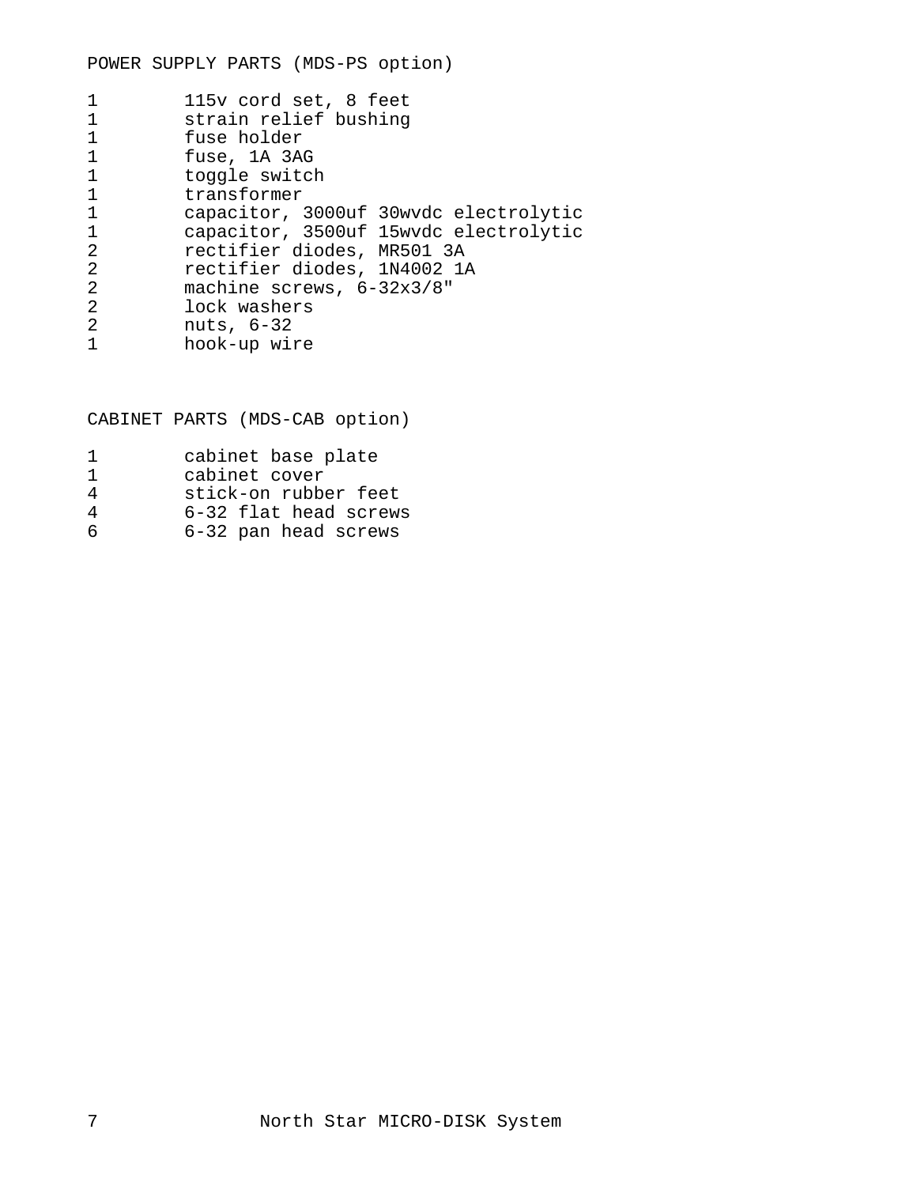## POWER SUPPLY PARTS (MDS-PS option)

| Qty | Part |
|---|---|
| 1 | 115v cord set, 8 feet |
| 1 | strain relief bushing |
| 1 | fuse holder |
| 1 | fuse, 1A 3AG |
| 1 | toggle switch |
| 1 | transformer |
| 1 | capacitor, 3000uf 30wvdc electrolytic |
| 1 | capacitor, 3500uf 15wvdc electrolytic |
| 2 | rectifier diodes, MR501 3A |
| 2 | rectifier diodes, 1N4002 1A |
| 2 | machine screws, 6-32x3/8" |
| 2 | lock washers |
| 2 | nuts, 6-32 |
| 1 | hook-up wire |

## CABINET PARTS (MDS-CAB option)

| Qty | Part |
|---|---|
| 1 | cabinet base plate |
| 1 | cabinet cover |
| 4 | stick-on rubber feet |
| 4 | 6-32 flat head screws |
| 6 | 6-32 pan head screws |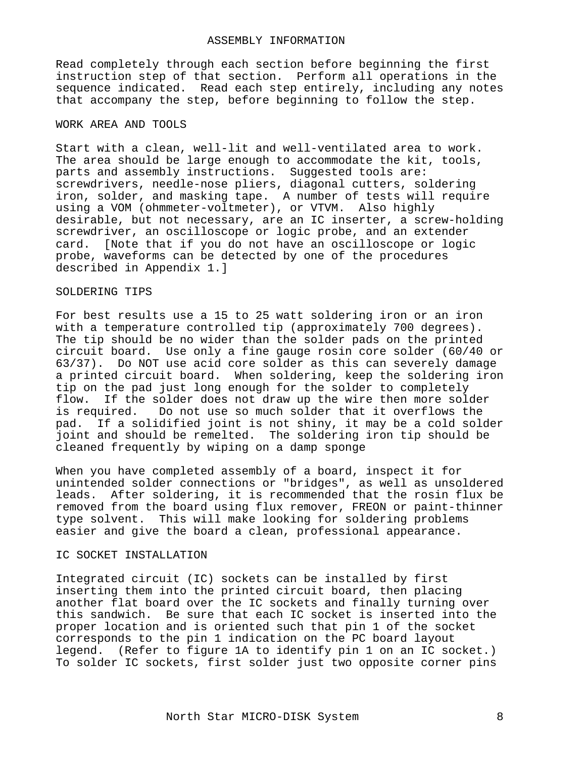# ASSEMBLY INFORMATION

Read completely through each section before beginning the first instruction step of that section. Perform all operations in the sequence indicated. Read each step entirely, including any notes that accompany the step, before beginning to follow the step.

## WORK AREA AND TOOLS

Start with a clean, well-lit and well-ventilated area to work. The area should be large enough to accommodate the kit, tools, parts and assembly instructions. Suggested tools are: screwdrivers, needle-nose pliers, diagonal cutters, soldering iron, solder, and masking tape. A number of tests will require using a VOM (ohmmeter-voltmeter), or VTVM. Also highly desirable, but not necessary, are an IC inserter, a screw-holding screwdriver, an oscilloscope or logic probe, and an extender card. [Note that if you do not have an oscilloscope or logic probe, waveforms can be detected by one of the procedures described in Appendix 1.]

## SOLDERING TIPS

For best results use a 15 to 25 watt soldering iron or an iron with a temperature controlled tip (approximately 700 degrees). The tip should be no wider than the solder pads on the printed circuit board. Use only a fine gauge rosin core solder (60/40 or 63/37). Do NOT use acid core solder as this can severely damage a printed circuit board. When soldering, keep the soldering iron tip on the pad just long enough for the solder to completely flow. If the solder does not draw up the wire then more solder is required. Do not use so much solder that it overflows the pad. If a solidified joint is not shiny, it may be a cold solder joint and should be remelted. The soldering iron tip should be cleaned frequently by wiping on a damp sponge

When you have completed assembly of a board, inspect it for unintended solder connections or "bridges", as well as unsoldered leads. After soldering, it is recommended that the rosin flux be removed from the board using flux remover, FREON or paint-thinner type solvent. This will make looking for soldering problems easier and give the board a clean, professional appearance.

## IC SOCKET INSTALLATION

Integrated circuit (IC) sockets can be installed by first inserting them into the printed circuit board, then placing another flat board over the IC sockets and finally turning over this sandwich. Be sure that each IC socket is inserted into the proper location and is oriented such that pin 1 of the socket corresponds to the pin 1 indication on the PC board layout legend. (Refer to figure 1A to identify pin 1 on an IC socket.) To solder IC sockets, first solder just two opposite corner pins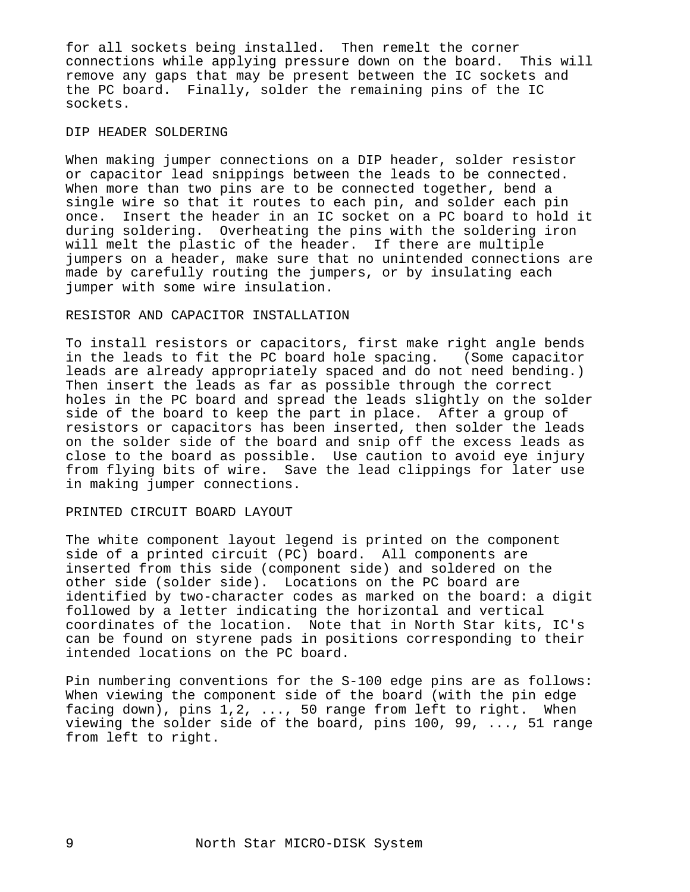for all sockets being installed. Then remelt the corner connections while applying pressure down on the board. This will remove any gaps that may be present between the IC sockets and the PC board. Finally, solder the remaining pins of the IC sockets.

## DIP HEADER SOLDERING

When making jumper connections on a DIP header, solder resistor or capacitor lead snippings between the leads to be connected. When more than two pins are to be connected together, bend a single wire so that it routes to each pin, and solder each pin once. Insert the header in an IC socket on a PC board to hold it during soldering. Overheating the pins with the soldering iron will melt the plastic of the header. If there are multiple jumpers on a header, make sure that no unintended connections are made by carefully routing the jumpers, or by insulating each jumper with some wire insulation.

## RESISTOR AND CAPACITOR INSTALLATION

To install resistors or capacitors, first make right angle bends in the leads to fit the PC board hole spacing. (Some capacitor leads are already appropriately spaced and do not need bending.) Then insert the leads as far as possible through the correct holes in the PC board and spread the leads slightly on the solder side of the board to keep the part in place. After a group of resistors or capacitors has been inserted, then solder the leads on the solder side of the board and snip off the excess leads as close to the board as possible. Use caution to avoid eye injury from flying bits of wire. Save the lead clippings for later use in making jumper connections.

## PRINTED CIRCUIT BOARD LAYOUT

The white component layout legend is printed on the component side of a printed circuit (PC) board. All components are inserted from this side (component side) and soldered on the other side (solder side). Locations on the PC board are identified by two-character codes as marked on the board: a digit followed by a letter indicating the horizontal and vertical coordinates of the location. Note that in North Star kits, IC's can be found on styrene pads in positions corresponding to their intended locations on the PC board.

Pin numbering conventions for the S-100 edge pins are as follows: When viewing the component side of the board (with the pin edge facing down), pins 1,2, ..., 50 range from left to right. When viewing the solder side of the board, pins 100, 99, ..., 51 range from left to right.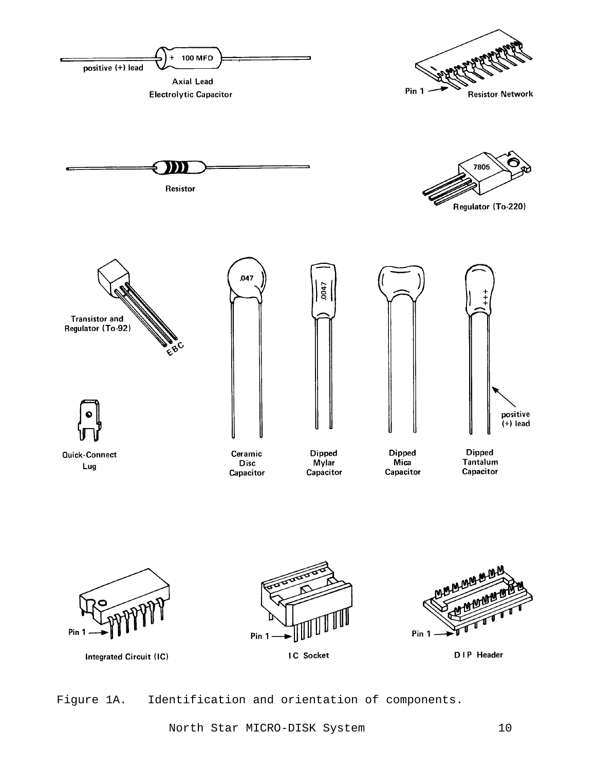Figure 1A. Identification and orientation of components.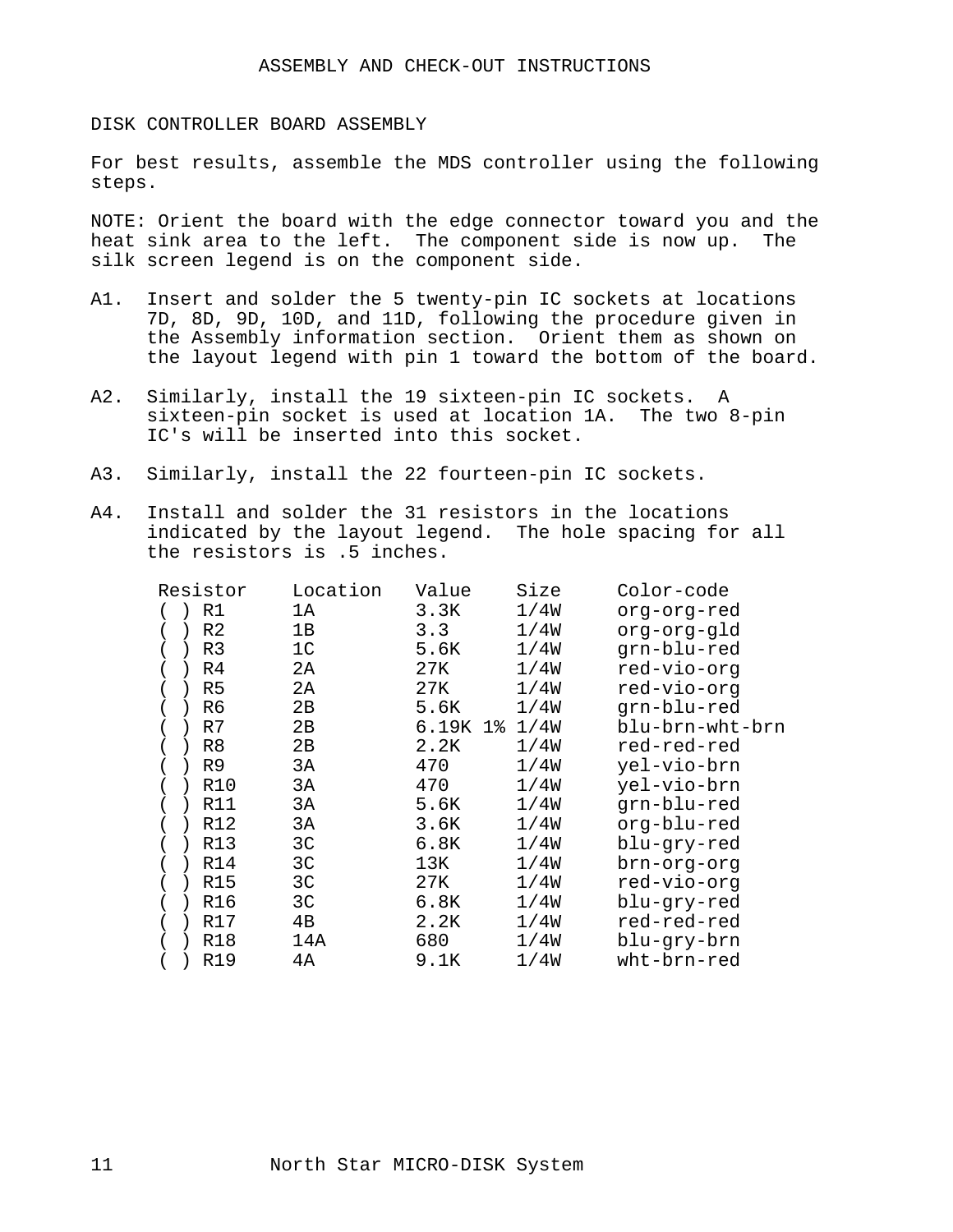# ASSEMBLY AND CHECK-OUT INSTRUCTIONS

## DISK CONTROLLER BOARD ASSEMBLY

For best results, assemble the MDS controller using the following steps.

NOTE: Orient the board with the edge connector toward you and the heat sink area to the left. The component side is now up. The silk screen legend is on the component side.

A1. Insert and solder the 5 twenty-pin IC sockets at locations 7D, 8D, 9D, 10D, and 11D, following the procedure given in the Assembly information section. Orient them as shown on the layout legend with pin 1 toward the bottom of the board.

A2. Similarly, install the 19 sixteen-pin IC sockets. A sixteen-pin socket is used at location 1A. The two 8-pin IC's will be inserted into this socket.

A3. Similarly, install the 22 fourteen-pin IC sockets.

A4. Install and solder the 31 resistors in the locations indicated by the layout legend. The hole spacing for all the resistors is .5 inches.

| Resistor | Location | Value | Size | Color-code |
|---|---|---|---|---|
| ( ) R1 | 1A | 3.3K | 1/4W | org-org-red |
| ( ) R2 | 1B | 3.3 | 1/4W | org-org-gld |
| ( ) R3 | 1C | 5.6K | 1/4W | grn-blu-red |
| ( ) R4 | 2A | 27K | 1/4W | red-vio-org |
| ( ) R5 | 2A | 27K | 1/4W | red-vio-org |
| ( ) R6 | 2B | 5.6K | 1/4W | grn-blu-red |
| ( ) R7 | 2B | 6.19K 1% | 1/4W | blu-brn-wht-brn |
| ( ) R8 | 2B | 2.2K | 1/4W | red-red-red |
| ( ) R9 | 3A | 470 | 1/4W | yel-vio-brn |
| ( ) R10 | 3A | 470 | 1/4W | yel-vio-brn |
| ( ) R11 | 3A | 5.6K | 1/4W | grn-blu-red |
| ( ) R12 | 3A | 3.6K | 1/4W | org-blu-red |
| ( ) R13 | 3C | 6.8K | 1/4W | blu-gry-red |
| ( ) R14 | 3C | 13K | 1/4W | brn-org-org |
| ( ) R15 | 3C | 27K | 1/4W | red-vio-org |
| ( ) R16 | 3C | 6.8K | 1/4W | blu-gry-red |
| ( ) R17 | 4B | 2.2K | 1/4W | red-red-red |
| ( ) R18 | 14A | 680 | 1/4W | blu-gry-brn |
| ( ) R19 | 4A | 9.1K | 1/4W | wht-brn-red |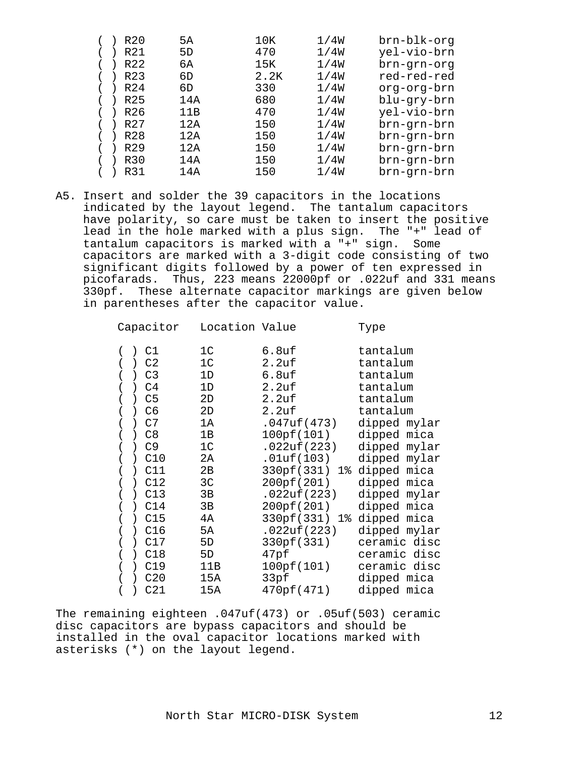| | Resistor | Location | Value | Rating | Color Code |
|---|---|---|---|---|---|
| ( ) | R20 | 5A | 10K | 1/4W | brn-blk-org |
| ( ) | R21 | 5D | 470 | 1/4W | yel-vio-brn |
| ( ) | R22 | 6A | 15K | 1/4W | brn-grn-org |
| ( ) | R23 | 6D | 2.2K | 1/4W | red-red-red |
| ( ) | R24 | 6D | 330 | 1/4W | org-org-brn |
| ( ) | R25 | 14A | 680 | 1/4W | blu-gry-brn |
| ( ) | R26 | 11B | 470 | 1/4W | yel-vio-brn |
| ( ) | R27 | 12A | 150 | 1/4W | brn-grn-brn |
| ( ) | R28 | 12A | 150 | 1/4W | brn-grn-brn |
| ( ) | R29 | 12A | 150 | 1/4W | brn-grn-brn |
| ( ) | R30 | 14A | 150 | 1/4W | brn-grn-brn |
| ( ) | R31 | 14A | 150 | 1/4W | brn-grn-brn |

A5. Insert and solder the 39 capacitors in the locations indicated by the layout legend. The tantalum capacitors have polarity, so care must be taken to insert the positive lead in the hole marked with a plus sign. The "+" lead of tantalum capacitors is marked with a "+" sign. Some capacitors are marked with a 3-digit code consisting of two significant digits followed by a power of ten expressed in picofarads. Thus, 223 means 22000pf or .022uf and 331 means 330pf. These alternate capacitor markings are given below in parentheses after the capacitor value.

| | Capacitor | Location | Value | Type |
|---|---|---|---|---|
| ( ) | C1 | 1C | 6.8uf | tantalum |
| ( ) | C2 | 1C | 2.2uf | tantalum |
| ( ) | C3 | 1D | 6.8uf | tantalum |
| ( ) | C4 | 1D | 2.2uf | tantalum |
| ( ) | C5 | 2D | 2.2uf | tantalum |
| ( ) | C6 | 2D | 2.2uf | tantalum |
| ( ) | C7 | 1A | .047uf(473) | dipped mylar |
| ( ) | C8 | 1B | 100pf(101) | dipped mica |
| ( ) | C9 | 1C | .022uf(223) | dipped mylar |
| ( ) | C10 | 2A | .01uf(103) | dipped mylar |
| ( ) | C11 | 2B | 330pf(331) 1% | dipped mica |
| ( ) | C12 | 3C | 200pf(201) | dipped mica |
| ( ) | C13 | 3B | .022uf(223) | dipped mylar |
| ( ) | C14 | 3B | 200pf(201) | dipped mica |
| ( ) | C15 | 4A | 330pf(331) 1% | dipped mica |
| ( ) | C16 | 5A | .022uf(223) | dipped mylar |
| ( ) | C17 | 5D | 330pf(331) | ceramic disc |
| ( ) | C18 | 5D | 47pf | ceramic disc |
| ( ) | C19 | 11B | 100pf(101) | ceramic disc |
| ( ) | C20 | 15A | 33pf | dipped mica |
| ( ) | C21 | 15A | 470pf(471) | dipped mica |

The remaining eighteen .047uf(473) or .05uf(503) ceramic disc capacitors are bypass capacitors and should be installed in the oval capacitor locations marked with asterisks (*) on the layout legend.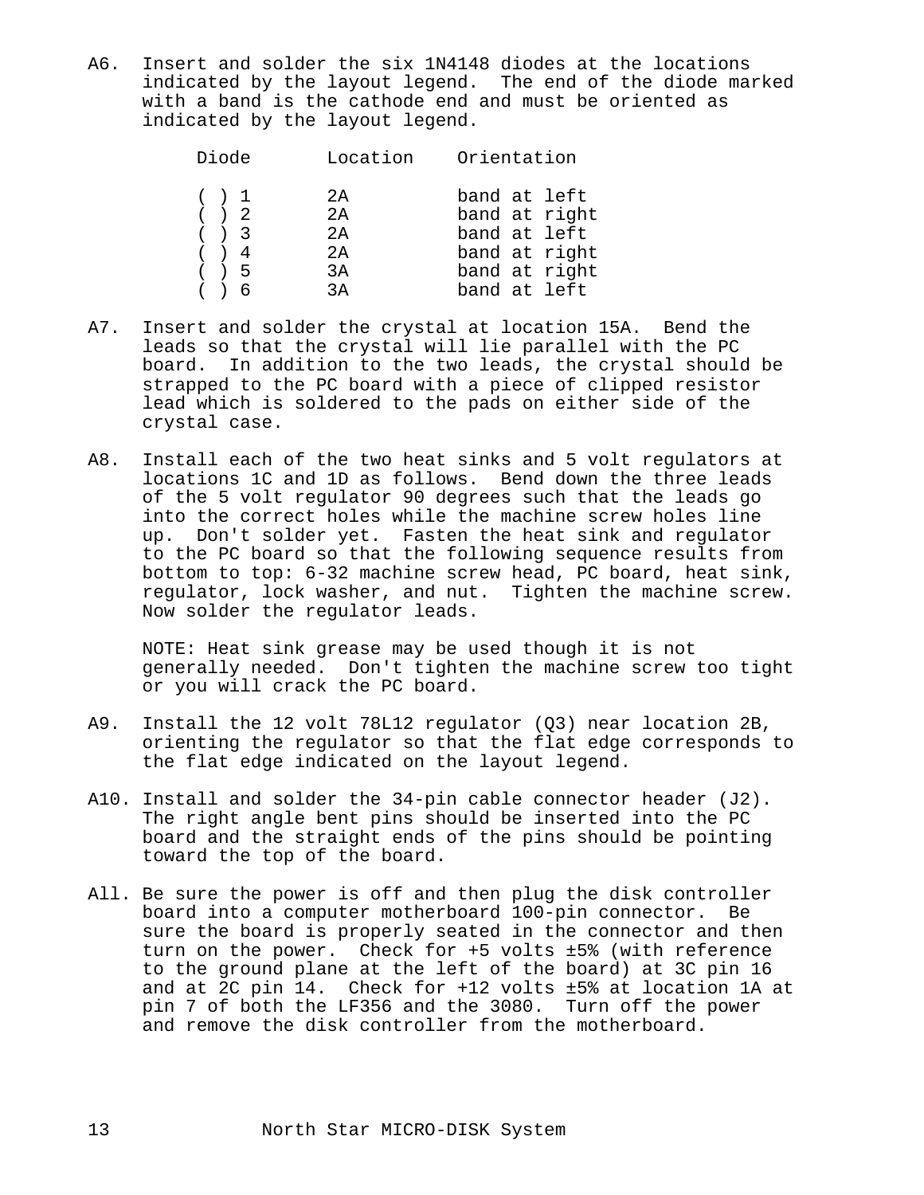A6. Insert and solder the six 1N4148 diodes at the locations indicated by the layout legend. The end of the diode marked with a band is the cathode end and must be oriented as indicated by the layout legend.

| Diode | Location | Orientation |
|---|---|---|
| ( ) 1 | 2A | band at left |
| ( ) 2 | 2A | band at right |
| ( ) 3 | 2A | band at left |
| ( ) 4 | 2A | band at right |
| ( ) 5 | 3A | band at right |
| ( ) 6 | 3A | band at left |

A7. Insert and solder the crystal at location 15A. Bend the leads so that the crystal will lie parallel with the PC board. In addition to the two leads, the crystal should be strapped to the PC board with a piece of clipped resistor lead which is soldered to the pads on either side of the crystal case.

A8. Install each of the two heat sinks and 5 volt regulators at locations 1C and 1D as follows. Bend down the three leads of the 5 volt regulator 90 degrees such that the leads go into the correct holes while the machine screw holes line up. Don't solder yet. Fasten the heat sink and regulator to the PC board so that the following sequence results from bottom to top: 6-32 machine screw head, PC board, heat sink, regulator, lock washer, and nut. Tighten the machine screw. Now solder the regulator leads.

NOTE: Heat sink grease may be used though it is not generally needed. Don't tighten the machine screw too tight or you will crack the PC board.

A9. Install the 12 volt 78L12 regulator (Q3) near location 2B, orienting the regulator so that the flat edge corresponds to the flat edge indicated on the layout legend.

A10. Install and solder the 34-pin cable connector header (J2). The right angle bent pins should be inserted into the PC board and the straight ends of the pins should be pointing toward the top of the board.

All. Be sure the power is off and then plug the disk controller board into a computer motherboard 100-pin connector. Be sure the board is properly seated in the connector and then turn on the power. Check for +5 volts ±5% (with reference to the ground plane at the left of the board) at 3C pin 16 and at 2C pin 14. Check for +12 volts ±5% at location 1A at pin 7 of both the LF356 and the 3080. Turn off the power and remove the disk controller from the motherboard.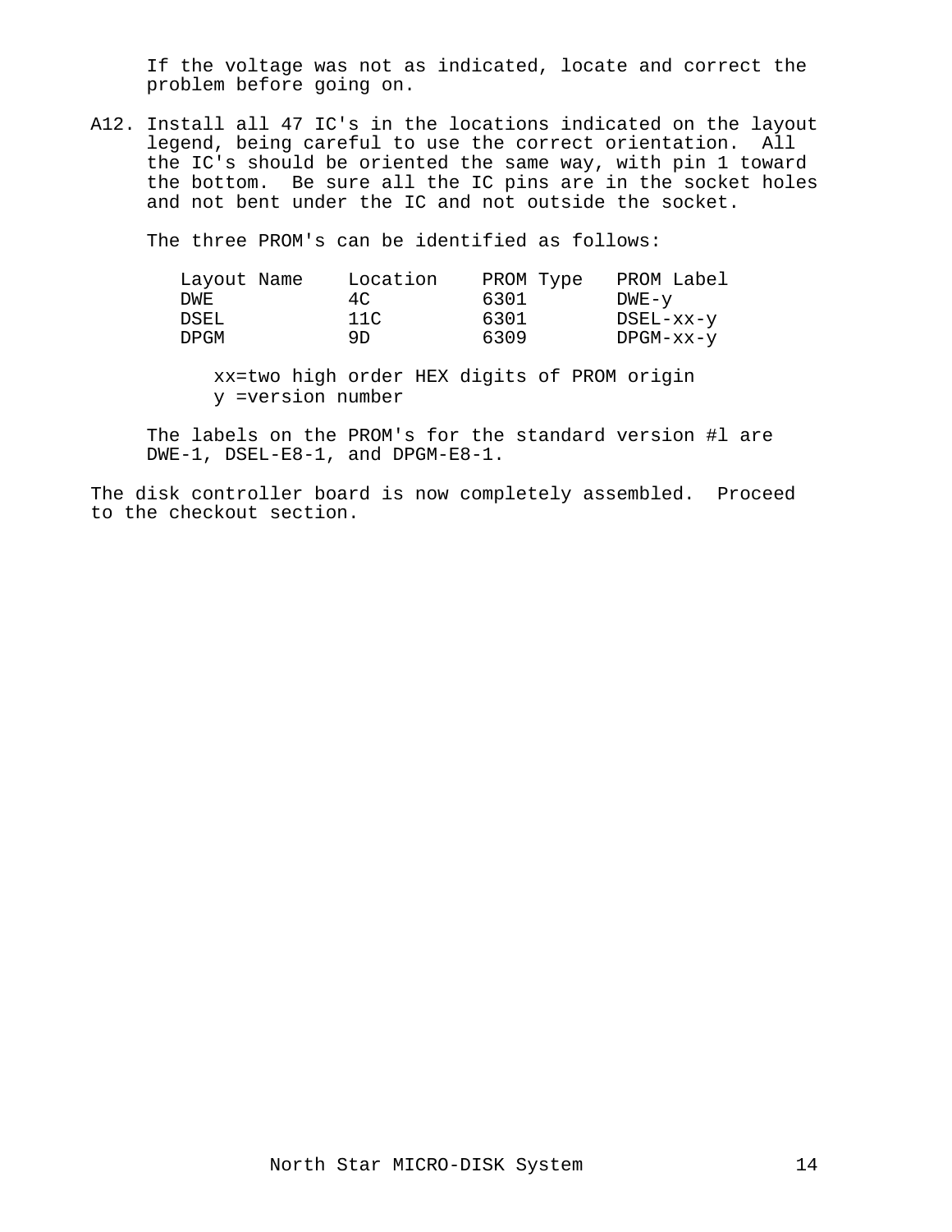If the voltage was not as indicated, locate and correct the problem before going on.

A12. Install all 47 IC's in the locations indicated on the layout legend, being careful to use the correct orientation. All the IC's should be oriented the same way, with pin 1 toward the bottom. Be sure all the IC pins are in the socket holes and not bent under the IC and not outside the socket.

The three PROM's can be identified as follows:

| Layout Name | Location | PROM Type | PROM Label |
|---|---|---|---|
| DWE | 4C | 6301 | DWE-y |
| DSEL | 11C | 6301 | DSEL-xx-y |
| DPGM | 9D | 6309 | DPGM-xx-y |

xx=two high order HEX digits of PROM origin
y =version number

The labels on the PROM's for the standard version #l are DWE-1, DSEL-E8-1, and DPGM-E8-1.

The disk controller board is now completely assembled. Proceed to the checkout section.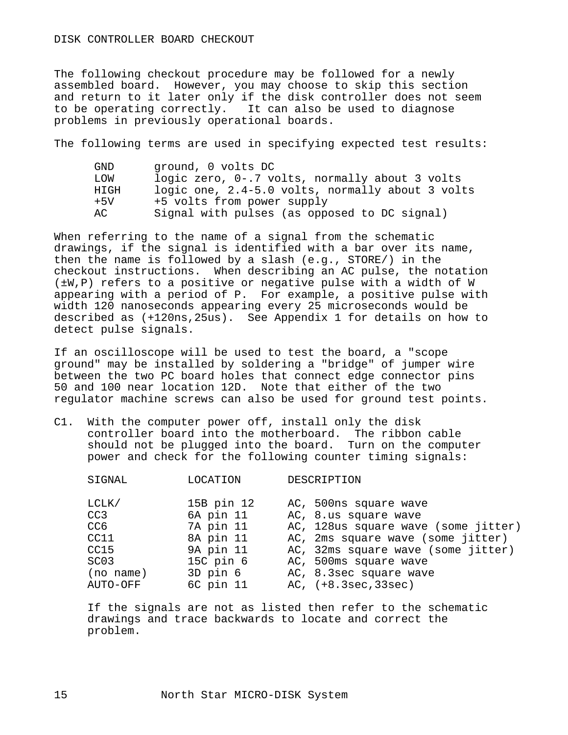# DISK CONTROLLER BOARD CHECKOUT

The following checkout procedure may be followed for a newly assembled board. However, you may choose to skip this section and return to it later only if the disk controller does not seem to be operating correctly. It can also be used to diagnose problems in previously operational boards.

The following terms are used in specifying expected test results:

| | |
|---|---|
| GND | ground, 0 volts DC |
| LOW | logic zero, 0-.7 volts, normally about 3 volts |
| HIGH | logic one, 2.4-5.0 volts, normally about 3 volts |
| +5V | +5 volts from power supply |
| AC | Signal with pulses (as opposed to DC signal) |

When referring to the name of a signal from the schematic drawings, if the signal is identified with a bar over its name, then the name is followed by a slash (e.g., STORE/) in the checkout instructions. When describing an AC pulse, the notation (±W,P) refers to a positive or negative pulse with a width of W appearing with a period of P. For example, a positive pulse with width 120 nanoseconds appearing every 25 microseconds would be described as (+120ns,25us). See Appendix 1 for details on how to detect pulse signals.

If an oscilloscope will be used to test the board, a "scope ground" may be installed by soldering a "bridge" of jumper wire between the two PC board holes that connect edge connector pins 50 and 100 near location 12D. Note that either of the two regulator machine screws can also be used for ground test points.

C1. With the computer power off, install only the disk controller board into the motherboard. The ribbon cable should not be plugged into the board. Turn on the computer power and check for the following counter timing signals:

| SIGNAL | LOCATION | DESCRIPTION |
|---|---|---|
| LCLK/ | 15B pin 12 | AC, 500ns square wave |
| CC3 | 6A pin 11 | AC, 8.us square wave |
| CC6 | 7A pin 11 | AC, 128us square wave (some jitter) |
| CC11 | 8A pin 11 | AC, 2ms square wave (some jitter) |
| CC15 | 9A pin 11 | AC, 32ms square wave (some jitter) |
| SC03 | 15C pin 6 | AC, 500ms square wave |
| (no name) | 3D pin 6 | AC, 8.3sec square wave |
| AUTO-OFF | 6C pin 11 | AC, (+8.3sec,33sec) |

If the signals are not as listed then refer to the schematic drawings and trace backwards to locate and correct the problem.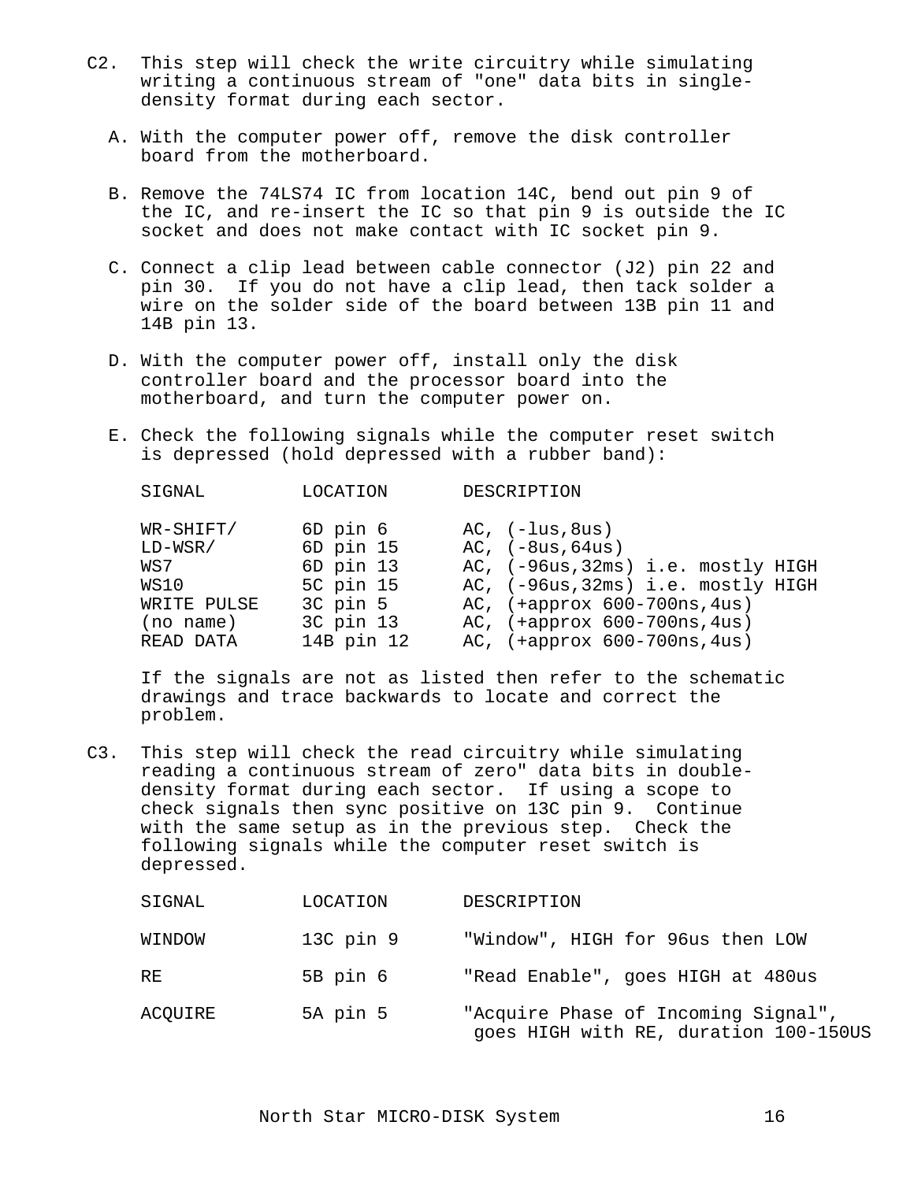C2. This step will check the write circuitry while simulating writing a continuous stream of "one" data bits in single-density format during each sector.

A. With the computer power off, remove the disk controller board from the motherboard.

B. Remove the 74LS74 IC from location 14C, bend out pin 9 of the IC, and re-insert the IC so that pin 9 is outside the IC socket and does not make contact with IC socket pin 9.

C. Connect a clip lead between cable connector (J2) pin 22 and pin 30. If you do not have a clip lead, then tack solder a wire on the solder side of the board between 13B pin 11 and 14B pin 13.

D. With the computer power off, install only the disk controller board and the processor board into the motherboard, and turn the computer power on.

E. Check the following signals while the computer reset switch is depressed (hold depressed with a rubber band):

| SIGNAL | LOCATION | DESCRIPTION |
|---|---|---|
| WR-SHIFT/ | 6D pin 6 | AC, (-lus,8us) |
| LD-WSR/ | 6D pin 15 | AC, (-8us,64us) |
| WS7 | 6D pin 13 | AC, (-96us,32ms) i.e. mostly HIGH |
| WS10 | 5C pin 15 | AC, (-96us,32ms) i.e. mostly HIGH |
| WRITE PULSE | 3C pin 5 | AC, (+approx 600-700ns,4us) |
| (no name) | 3C pin 13 | AC, (+approx 600-700ns,4us) |
| READ DATA | 14B pin 12 | AC, (+approx 600-700ns,4us) |

If the signals are not as listed then refer to the schematic drawings and trace backwards to locate and correct the problem.

C3. This step will check the read circuitry while simulating reading a continuous stream of zero" data bits in double-density format during each sector. If using a scope to check signals then sync positive on 13C pin 9. Continue with the same setup as in the previous step. Check the following signals while the computer reset switch is depressed.

| SIGNAL | LOCATION | DESCRIPTION |
|---|---|---|
| WINDOW | 13C pin 9 | "Window", HIGH for 96us then LOW |
| RE | 5B pin 6 | "Read Enable", goes HIGH at 480us |
| ACQUIRE | 5A pin 5 | "Acquire Phase of Incoming Signal", goes HIGH with RE, duration 100-150US |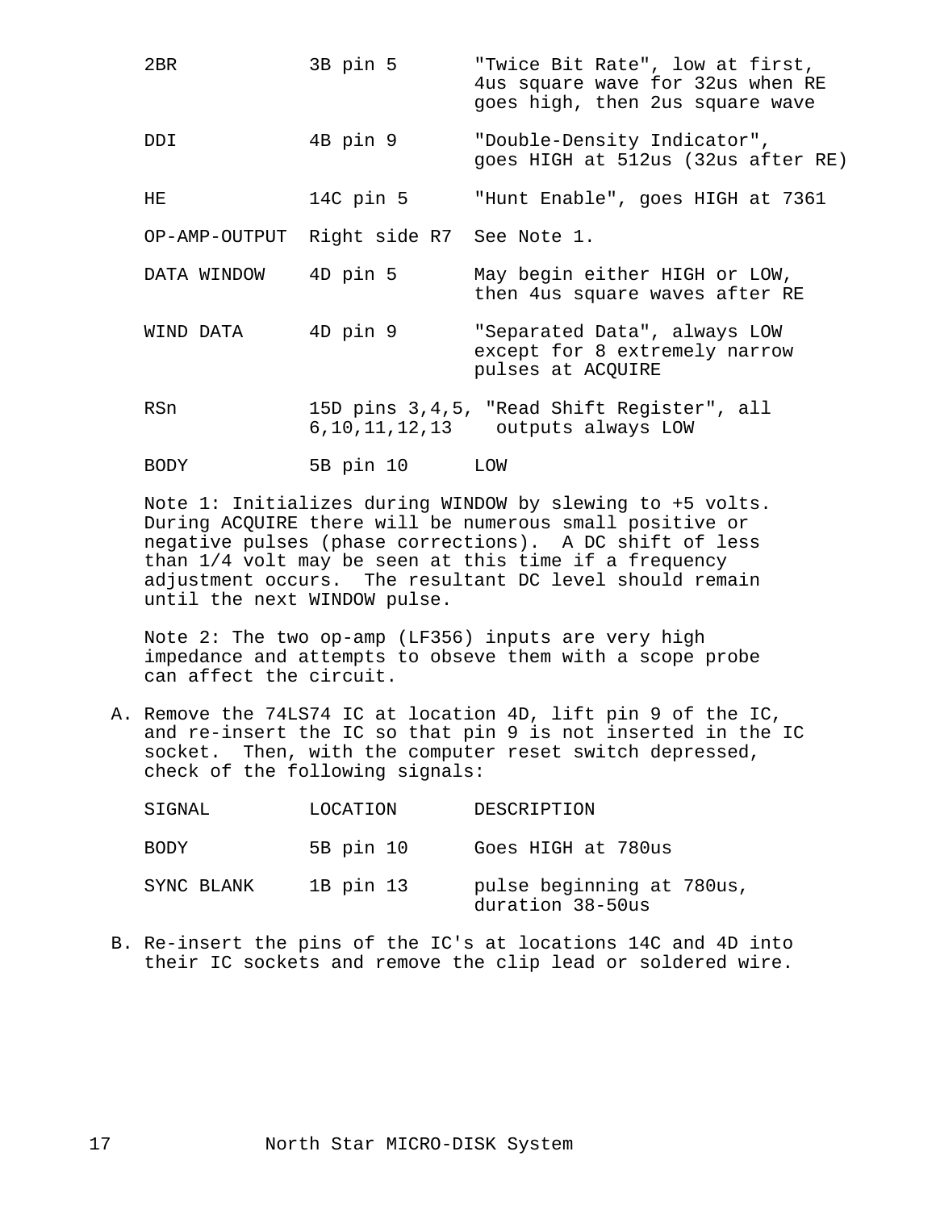| | | |
|---|---|---|
| 2BR | 3B pin 5 | "Twice Bit Rate", low at first, 4us square wave for 32us when RE goes high, then 2us square wave |
| DDI | 4B pin 9 | "Double-Density Indicator", goes HIGH at 512us (32us after RE) |
| HE | 14C pin 5 | "Hunt Enable", goes HIGH at 7361 |
| OP-AMP-OUTPUT | Right side R7 | See Note 1. |
| DATA WINDOW | 4D pin 5 | May begin either HIGH or LOW, then 4us square waves after RE |
| WIND DATA | 4D pin 9 | "Separated Data", always LOW except for 8 extremely narrow pulses at ACQUIRE |
| RSn | 15D pins 3,4,5, 6,10,11,12,13 | "Read Shift Register", all outputs always LOW |
| BODY | 5B pin 10 | LOW |

Note 1: Initializes during WINDOW by slewing to +5 volts. During ACQUIRE there will be numerous small positive or negative pulses (phase corrections). A DC shift of less than 1/4 volt may be seen at this time if a frequency adjustment occurs. The resultant DC level should remain until the next WINDOW pulse.

Note 2: The two op-amp (LF356) inputs are very high impedance and attempts to obseve them with a scope probe can affect the circuit.

A. Remove the 74LS74 IC at location 4D, lift pin 9 of the IC, and re-insert the IC so that pin 9 is not inserted in the IC socket. Then, with the computer reset switch depressed, check of the following signals:

| SIGNAL | LOCATION | DESCRIPTION |
|---|---|---|
| BODY | 5B pin 10 | Goes HIGH at 780us |
| SYNC BLANK | 1B pin 13 | pulse beginning at 780us, duration 38-50us |

B. Re-insert the pins of the IC's at locations 14C and 4D into their IC sockets and remove the clip lead or soldered wire.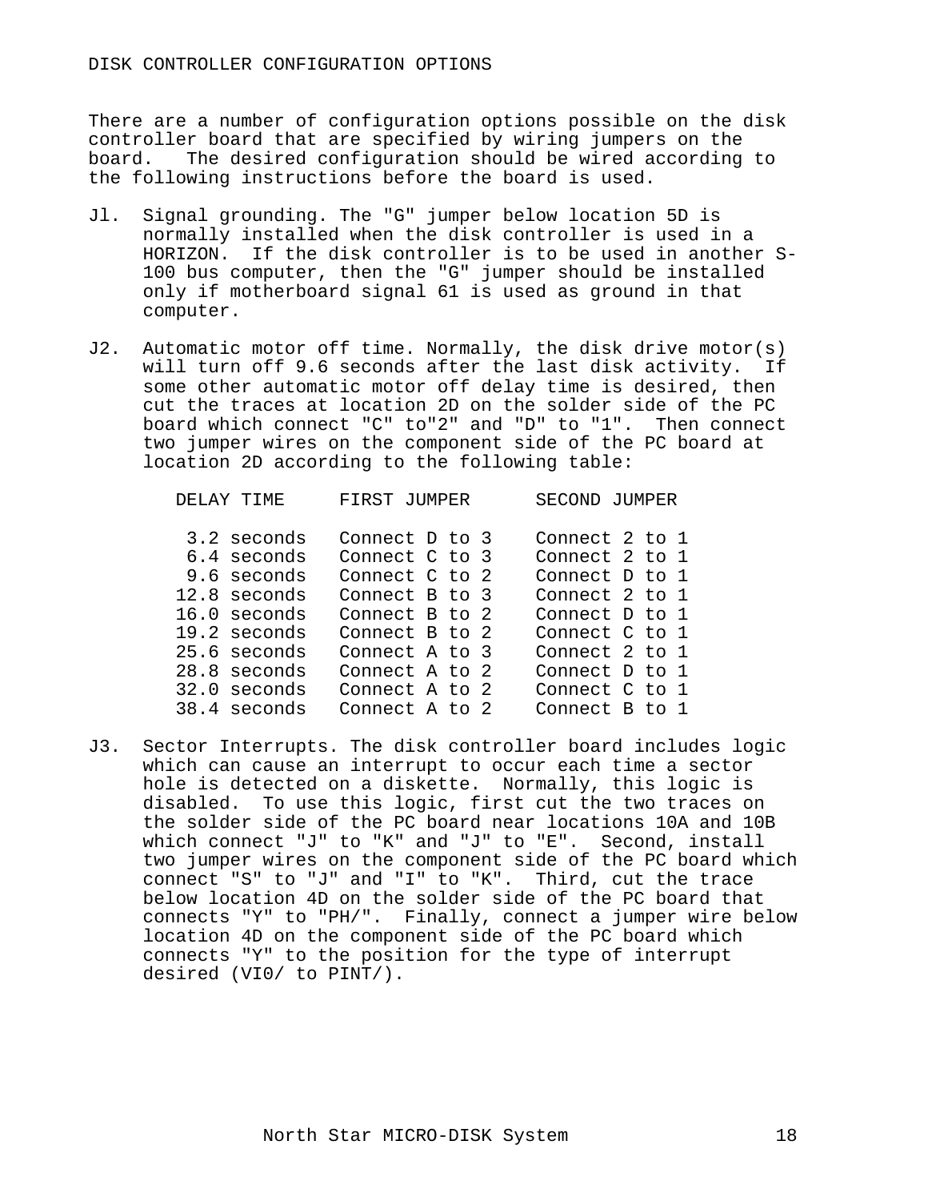# DISK CONTROLLER CONFIGURATION OPTIONS

There are a number of configuration options possible on the disk controller board that are specified by wiring jumpers on the board. The desired configuration should be wired according to the following instructions before the board is used.

J1. Signal grounding. The "G" jumper below location 5D is normally installed when the disk controller is used in a HORIZON. If the disk controller is to be used in another S-100 bus computer, then the "G" jumper should be installed only if motherboard signal 61 is used as ground in that computer.

J2. Automatic motor off time. Normally, the disk drive motor(s) will turn off 9.6 seconds after the last disk activity. If some other automatic motor off delay time is desired, then cut the traces at location 2D on the solder side of the PC board which connect "C" to"2" and "D" to "1". Then connect two jumper wires on the component side of the PC board at location 2D according to the following table:

| DELAY TIME | FIRST JUMPER | SECOND JUMPER |
|---|---|---|
| 3.2 seconds | Connect D to 3 | Connect 2 to 1 |
| 6.4 seconds | Connect C to 3 | Connect 2 to 1 |
| 9.6 seconds | Connect C to 2 | Connect D to 1 |
| 12.8 seconds | Connect B to 3 | Connect 2 to 1 |
| 16.0 seconds | Connect B to 2 | Connect D to 1 |
| 19.2 seconds | Connect B to 2 | Connect C to 1 |
| 25.6 seconds | Connect A to 3 | Connect 2 to 1 |
| 28.8 seconds | Connect A to 2 | Connect D to 1 |
| 32.0 seconds | Connect A to 2 | Connect C to 1 |
| 38.4 seconds | Connect A to 2 | Connect B to 1 |

J3. Sector Interrupts. The disk controller board includes logic which can cause an interrupt to occur each time a sector hole is detected on a diskette. Normally, this logic is disabled. To use this logic, first cut the two traces on the solder side of the PC board near locations 10A and 10B which connect "J" to "K" and "J" to "E". Second, install two jumper wires on the component side of the PC board which connect "S" to "J" and "I" to "K". Third, cut the trace below location 4D on the solder side of the PC board that connects "Y" to "PH/". Finally, connect a jumper wire below location 4D on the component side of the PC board which connects "Y" to the position for the type of interrupt desired (VI0/ to PINT/).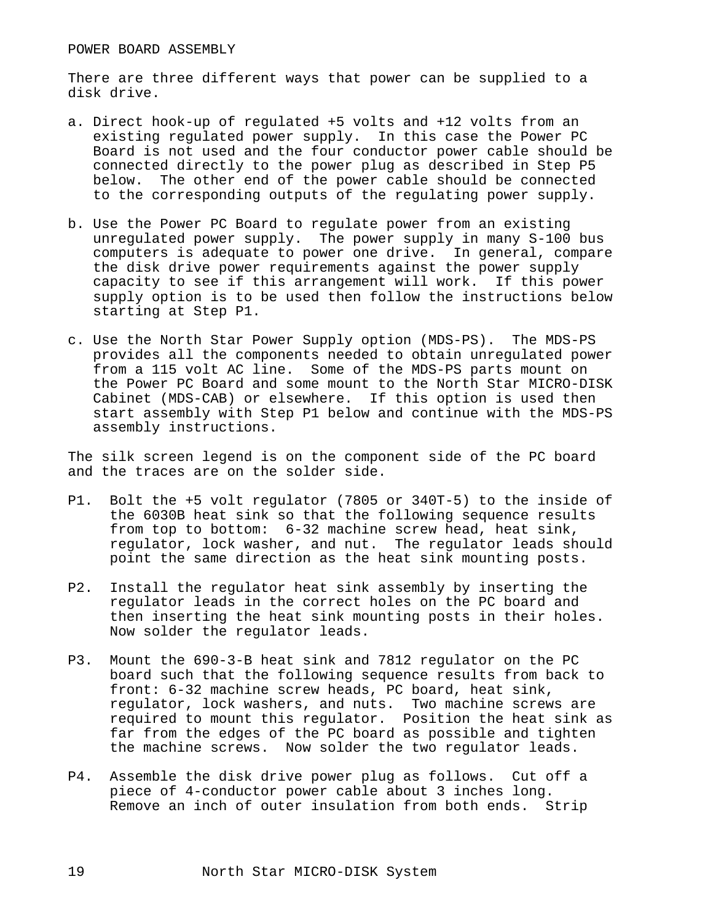# POWER BOARD ASSEMBLY

There are three different ways that power can be supplied to a disk drive.

a. Direct hook-up of regulated +5 volts and +12 volts from an existing regulated power supply. In this case the Power PC Board is not used and the four conductor power cable should be connected directly to the power plug as described in Step P5 below. The other end of the power cable should be connected to the corresponding outputs of the regulating power supply.

b. Use the Power PC Board to regulate power from an existing unregulated power supply. The power supply in many S-100 bus computers is adequate to power one drive. In general, compare the disk drive power requirements against the power supply capacity to see if this arrangement will work. If this power supply option is to be used then follow the instructions below starting at Step P1.

c. Use the North Star Power Supply option (MDS-PS). The MDS-PS provides all the components needed to obtain unregulated power from a 115 volt AC line. Some of the MDS-PS parts mount on the Power PC Board and some mount to the North Star MICRO-DISK Cabinet (MDS-CAB) or elsewhere. If this option is used then start assembly with Step P1 below and continue with the MDS-PS assembly instructions.

The silk screen legend is on the component side of the PC board and the traces are on the solder side.

P1. Bolt the +5 volt regulator (7805 or 340T-5) to the inside of the 6030B heat sink so that the following sequence results from top to bottom: 6-32 machine screw head, heat sink, regulator, lock washer, and nut. The regulator leads should point the same direction as the heat sink mounting posts.

P2. Install the regulator heat sink assembly by inserting the regulator leads in the correct holes on the PC board and then inserting the heat sink mounting posts in their holes. Now solder the regulator leads.

P3. Mount the 690-3-B heat sink and 7812 regulator on the PC board such that the following sequence results from back to front: 6-32 machine screw heads, PC board, heat sink, regulator, lock washers, and nuts. Two machine screws are required to mount this regulator. Position the heat sink as far from the edges of the PC board as possible and tighten the machine screws. Now solder the two regulator leads.

P4. Assemble the disk drive power plug as follows. Cut off a piece of 4-conductor power cable about 3 inches long. Remove an inch of outer insulation from both ends. Strip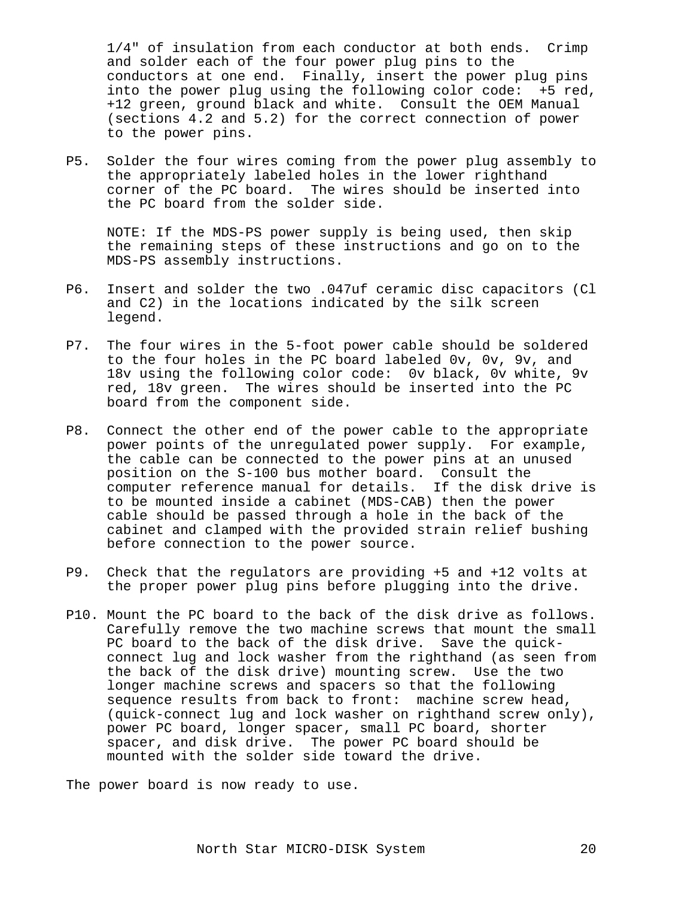1/4" of insulation from each conductor at both ends. Crimp and solder each of the four power plug pins to the conductors at one end. Finally, insert the power plug pins into the power plug using the following color code: +5 red, +12 green, ground black and white. Consult the OEM Manual (sections 4.2 and 5.2) for the correct connection of power to the power pins.

P5. Solder the four wires coming from the power plug assembly to the appropriately labeled holes in the lower righthand corner of the PC board. The wires should be inserted into the PC board from the solder side.

NOTE: If the MDS-PS power supply is being used, then skip the remaining steps of these instructions and go on to the MDS-PS assembly instructions.

P6. Insert and solder the two .047uf ceramic disc capacitors (Cl and C2) in the locations indicated by the silk screen legend.

P7. The four wires in the 5-foot power cable should be soldered to the four holes in the PC board labeled 0v, 0v, 9v, and 18v using the following color code: 0v black, 0v white, 9v red, 18v green. The wires should be inserted into the PC board from the component side.

P8. Connect the other end of the power cable to the appropriate power points of the unregulated power supply. For example, the cable can be connected to the power pins at an unused position on the S-100 bus mother board. Consult the computer reference manual for details. If the disk drive is to be mounted inside a cabinet (MDS-CAB) then the power cable should be passed through a hole in the back of the cabinet and clamped with the provided strain relief bushing before connection to the power source.

P9. Check that the regulators are providing +5 and +12 volts at the proper power plug pins before plugging into the drive.

P10. Mount the PC board to the back of the disk drive as follows. Carefully remove the two machine screws that mount the small PC board to the back of the disk drive. Save the quick-connect lug and lock washer from the righthand (as seen from the back of the disk drive) mounting screw. Use the two longer machine screws and spacers so that the following sequence results from back to front: machine screw head, (quick-connect lug and lock washer on righthand screw only), power PC board, longer spacer, small PC board, shorter spacer, and disk drive. The power PC board should be mounted with the solder side toward the drive.

The power board is now ready to use.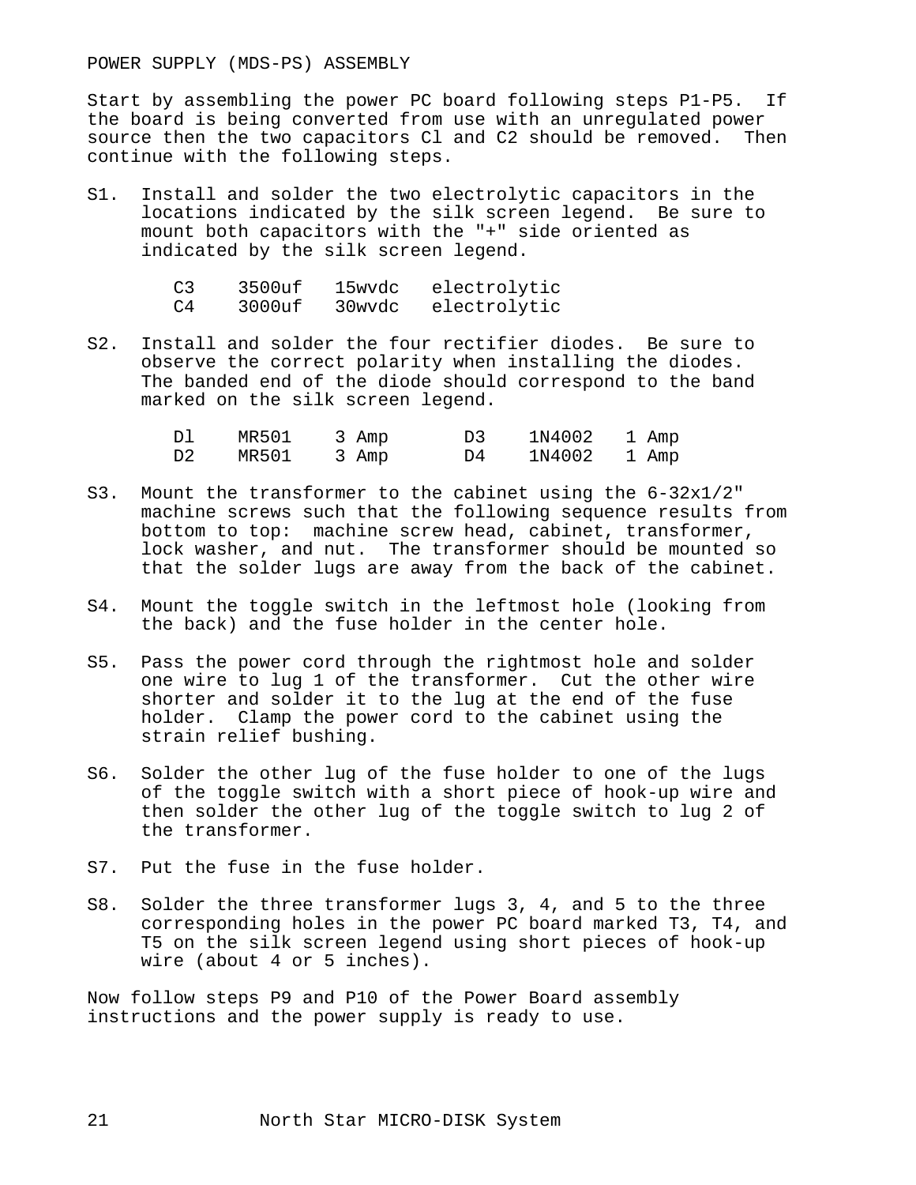# POWER SUPPLY (MDS-PS) ASSEMBLY

Start by assembling the power PC board following steps P1-P5. If the board is being converted from use with an unregulated power source then the two capacitors Cl and C2 should be removed. Then continue with the following steps.

S1. Install and solder the two electrolytic capacitors in the locations indicated by the silk screen legend. Be sure to mount both capacitors with the "+" side oriented as indicated by the silk screen legend.

| | | | |
|---|---|---|---|
| C3 | 3500uf | 15wvdc | electrolytic |
| C4 | 3000uf | 30wvdc | electrolytic |

S2. Install and solder the four rectifier diodes. Be sure to observe the correct polarity when installing the diodes. The banded end of the diode should correspond to the band marked on the silk screen legend.

| | | | | | |
|---|---|---|---|---|---|
| Dl | MR501 | 3 Amp | D3 | 1N4002 | 1 Amp |
| D2 | MR501 | 3 Amp | D4 | 1N4002 | 1 Amp |

S3. Mount the transformer to the cabinet using the 6-32x1/2" machine screws such that the following sequence results from bottom to top: machine screw head, cabinet, transformer, lock washer, and nut. The transformer should be mounted so that the solder lugs are away from the back of the cabinet.

S4. Mount the toggle switch in the leftmost hole (looking from the back) and the fuse holder in the center hole.

S5. Pass the power cord through the rightmost hole and solder one wire to lug 1 of the transformer. Cut the other wire shorter and solder it to the lug at the end of the fuse holder. Clamp the power cord to the cabinet using the strain relief bushing.

S6. Solder the other lug of the fuse holder to one of the lugs of the toggle switch with a short piece of hook-up wire and then solder the other lug of the toggle switch to lug 2 of the transformer.

S7. Put the fuse in the fuse holder.

S8. Solder the three transformer lugs 3, 4, and 5 to the three corresponding holes in the power PC board marked T3, T4, and T5 on the silk screen legend using short pieces of hook-up wire (about 4 or 5 inches).

Now follow steps P9 and P10 of the Power Board assembly instructions and the power supply is ready to use.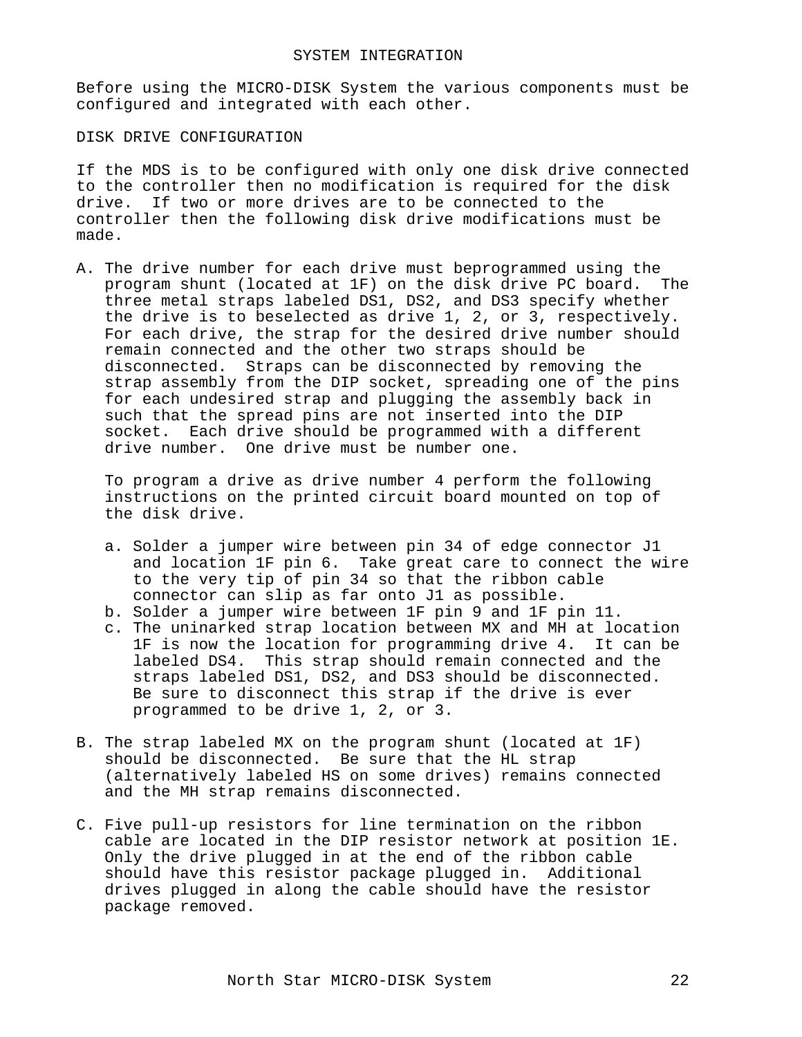# SYSTEM INTEGRATION

Before using the MICRO-DISK System the various components must be configured and integrated with each other.

## DISK DRIVE CONFIGURATION

If the MDS is to be configured with only one disk drive connected to the controller then no modification is required for the disk drive. If two or more drives are to be connected to the controller then the following disk drive modifications must be made.

A. The drive number for each drive must beprogrammed using the program shunt (located at 1F) on the disk drive PC board. The three metal straps labeled DS1, DS2, and DS3 specify whether the drive is to beselected as drive 1, 2, or 3, respectively. For each drive, the strap for the desired drive number should remain connected and the other two straps should be disconnected. Straps can be disconnected by removing the strap assembly from the DIP socket, spreading one of the pins for each undesired strap and plugging the assembly back in such that the spread pins are not inserted into the DIP socket. Each drive should be programmed with a different drive number. One drive must be number one.

   To program a drive as drive number 4 perform the following instructions on the printed circuit board mounted on top of the disk drive.

   a. Solder a jumper wire between pin 34 of edge connector J1 and location 1F pin 6. Take great care to connect the wire to the very tip of pin 34 so that the ribbon cable connector can slip as far onto J1 as possible.
   b. Solder a jumper wire between 1F pin 9 and 1F pin 11.
   c. The uninarked strap location between MX and MH at location 1F is now the location for programming drive 4. It can be labeled DS4. This strap should remain connected and the straps labeled DS1, DS2, and DS3 should be disconnected. Be sure to disconnect this strap if the drive is ever programmed to be drive 1, 2, or 3.

B. The strap labeled MX on the program shunt (located at 1F) should be disconnected. Be sure that the HL strap (alternatively labeled HS on some drives) remains connected and the MH strap remains disconnected.

C. Five pull-up resistors for line termination on the ribbon cable are located in the DIP resistor network at position 1E. Only the drive plugged in at the end of the ribbon cable should have this resistor package plugged in. Additional drives plugged in along the cable should have the resistor package removed.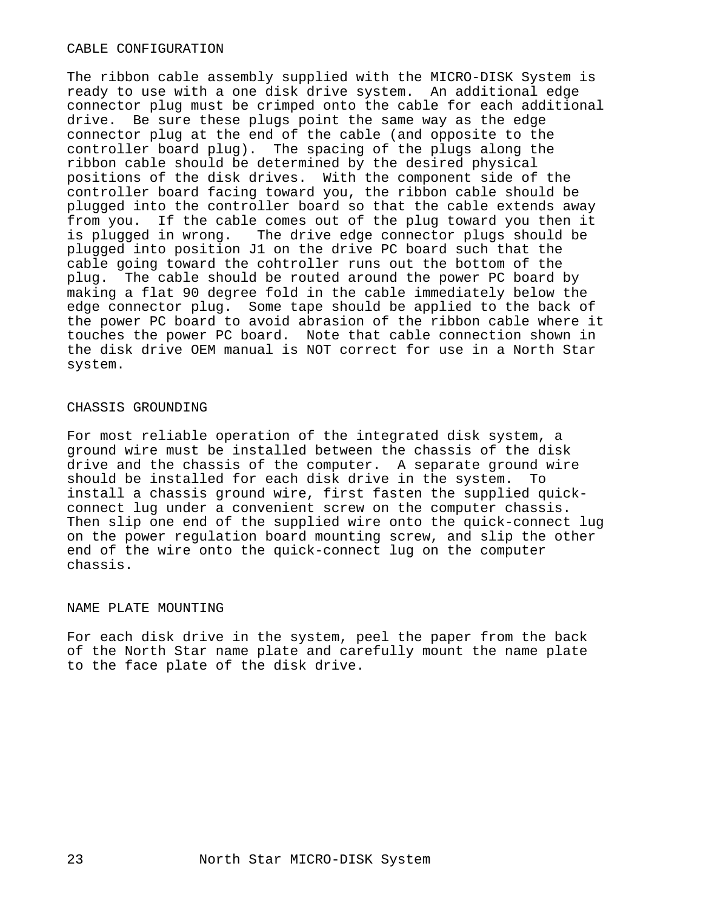## CABLE CONFIGURATION

The ribbon cable assembly supplied with the MICRO-DISK System is ready to use with a one disk drive system. An additional edge connector plug must be crimped onto the cable for each additional drive. Be sure these plugs point the same way as the edge connector plug at the end of the cable (and opposite to the controller board plug). The spacing of the plugs along the ribbon cable should be determined by the desired physical positions of the disk drives. With the component side of the controller board facing toward you, the ribbon cable should be plugged into the controller board so that the cable extends away from you. If the cable comes out of the plug toward you then it is plugged in wrong. The drive edge connector plugs should be plugged into position J1 on the drive PC board such that the cable going toward the cohtroller runs out the bottom of the plug. The cable should be routed around the power PC board by making a flat 90 degree fold in the cable immediately below the edge connector plug. Some tape should be applied to the back of the power PC board to avoid abrasion of the ribbon cable where it touches the power PC board. Note that cable connection shown in the disk drive OEM manual is NOT correct for use in a North Star system.

## CHASSIS GROUNDING

For most reliable operation of the integrated disk system, a ground wire must be installed between the chassis of the disk drive and the chassis of the computer. A separate ground wire should be installed for each disk drive in the system. To install a chassis ground wire, first fasten the supplied quick-connect lug under a convenient screw on the computer chassis. Then slip one end of the supplied wire onto the quick-connect lug on the power regulation board mounting screw, and slip the other end of the wire onto the quick-connect lug on the computer chassis.

## NAME PLATE MOUNTING

For each disk drive in the system, peel the paper from the back of the North Star name plate and carefully mount the name plate to the face plate of the disk drive.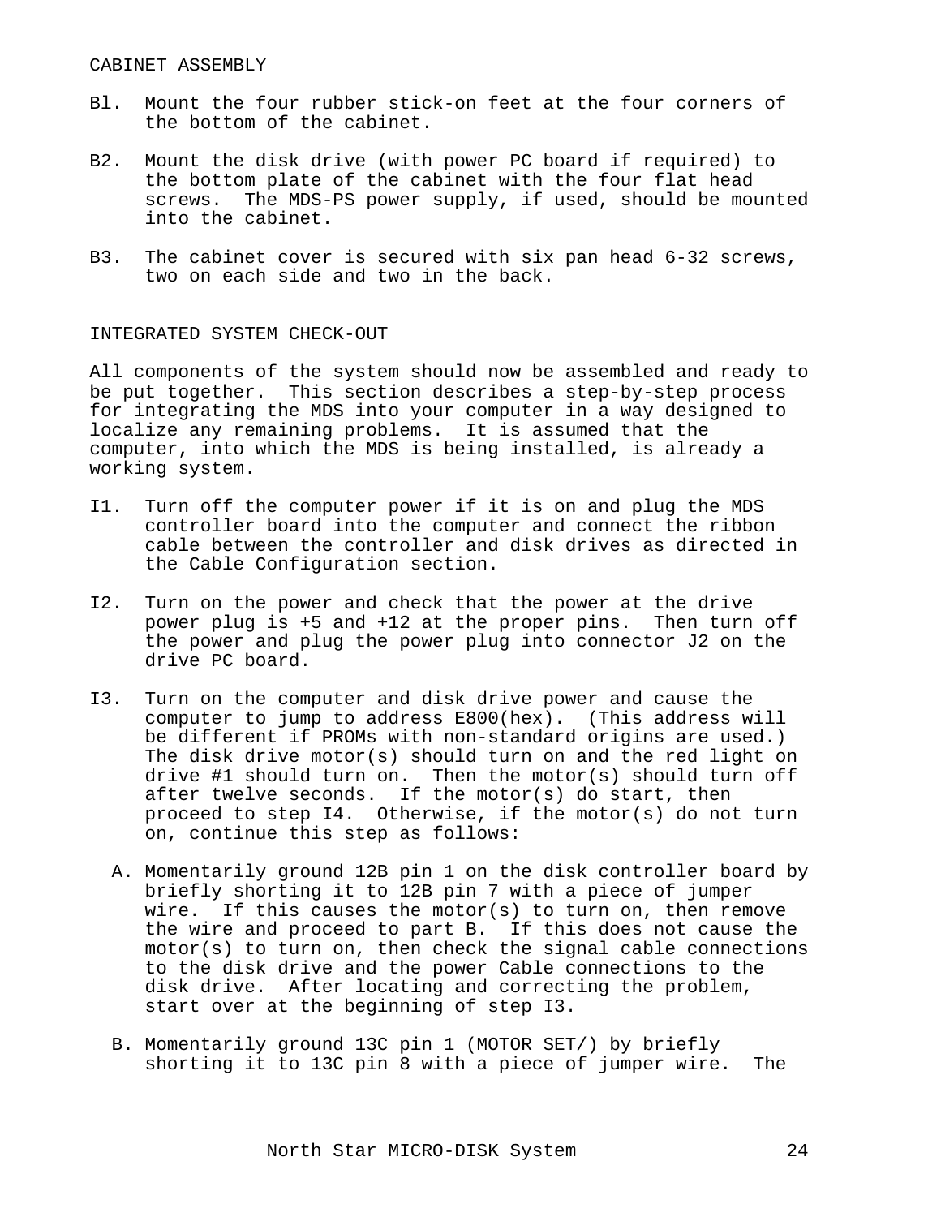## CABINET ASSEMBLY

Bl. Mount the four rubber stick-on feet at the four corners of the bottom of the cabinet.

B2. Mount the disk drive (with power PC board if required) to the bottom plate of the cabinet with the four flat head screws. The MDS-PS power supply, if used, should be mounted into the cabinet.

B3. The cabinet cover is secured with six pan head 6-32 screws, two on each side and two in the back.

## INTEGRATED SYSTEM CHECK-OUT

All components of the system should now be assembled and ready to be put together. This section describes a step-by-step process for integrating the MDS into your computer in a way designed to localize any remaining problems. It is assumed that the computer, into which the MDS is being installed, is already a working system.

I1. Turn off the computer power if it is on and plug the MDS controller board into the computer and connect the ribbon cable between the controller and disk drives as directed in the Cable Configuration section.

I2. Turn on the power and check that the power at the drive power plug is +5 and +12 at the proper pins. Then turn off the power and plug the power plug into connector J2 on the drive PC board.

I3. Turn on the computer and disk drive power and cause the computer to jump to address E800(hex). (This address will be different if PROMs with non-standard origins are used.) The disk drive motor(s) should turn on and the red light on drive #1 should turn on. Then the motor(s) should turn off after twelve seconds. If the motor(s) do start, then proceed to step I4. Otherwise, if the motor(s) do not turn on, continue this step as follows:

   A. Momentarily ground 12B pin 1 on the disk controller board by briefly shorting it to 12B pin 7 with a piece of jumper wire. If this causes the motor(s) to turn on, then remove the wire and proceed to part B. If this does not cause the motor(s) to turn on, then check the signal cable connections to the disk drive and the power Cable connections to the disk drive. After locating and correcting the problem, start over at the beginning of step I3.

   B. Momentarily ground 13C pin 1 (MOTOR SET/) by briefly shorting it to 13C pin 8 with a piece of jumper wire. The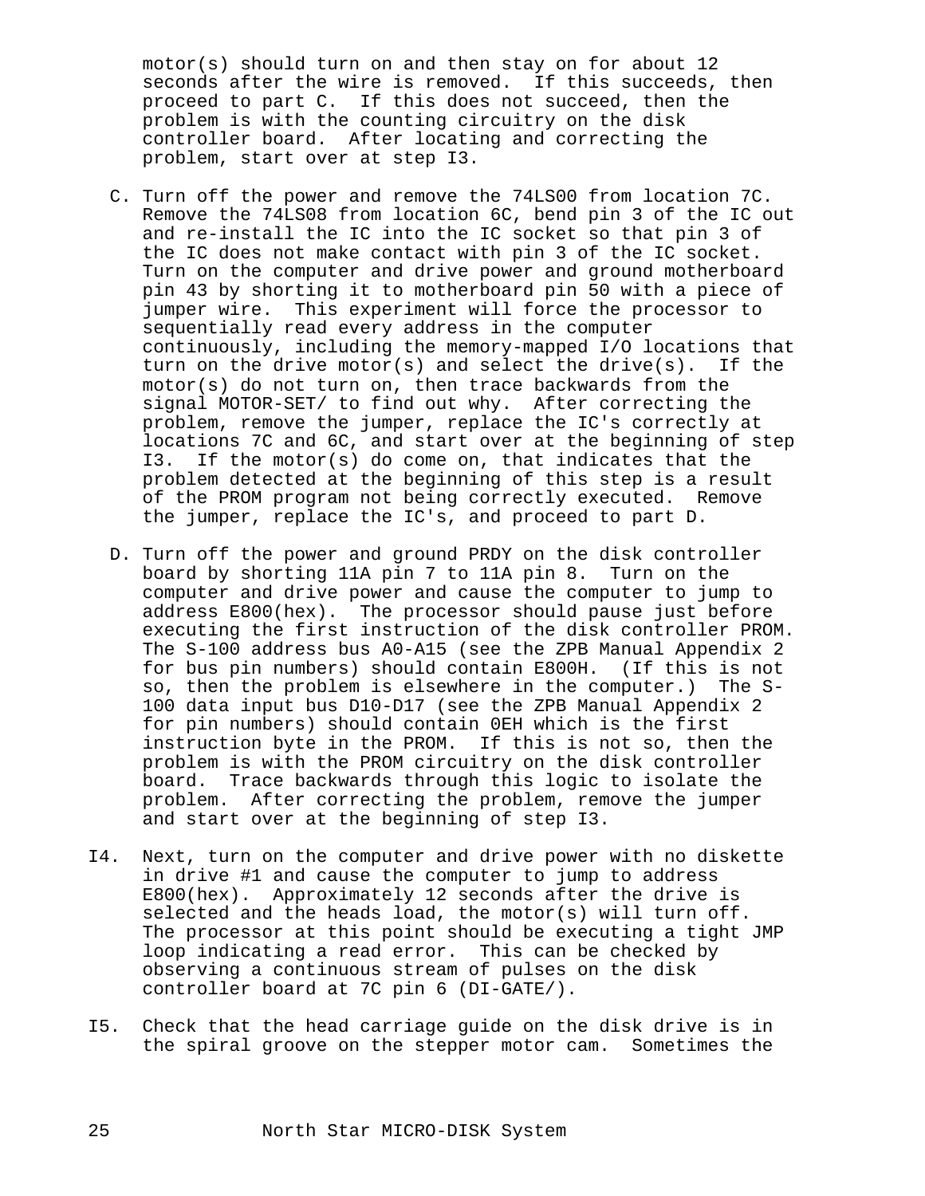motor(s) should turn on and then stay on for about 12 seconds after the wire is removed. If this succeeds, then proceed to part C. If this does not succeed, then the problem is with the counting circuitry on the disk controller board. After locating and correcting the problem, start over at step I3.

C. Turn off the power and remove the 74LS00 from location 7C. Remove the 74LS08 from location 6C, bend pin 3 of the IC out and re-install the IC into the IC socket so that pin 3 of the IC does not make contact with pin 3 of the IC socket. Turn on the computer and drive power and ground motherboard pin 43 by shorting it to motherboard pin 50 with a piece of jumper wire. This experiment will force the processor to sequentially read every address in the computer continuously, including the memory-mapped I/O locations that turn on the drive motor(s) and select the drive(s). If the motor(s) do not turn on, then trace backwards from the signal MOTOR-SET/ to find out why. After correcting the problem, remove the jumper, replace the IC's correctly at locations 7C and 6C, and start over at the beginning of step I3. If the motor(s) do come on, that indicates that the problem detected at the beginning of this step is a result of the PROM program not being correctly executed. Remove the jumper, replace the IC's, and proceed to part D.

D. Turn off the power and ground PRDY on the disk controller board by shorting 11A pin 7 to 11A pin 8. Turn on the computer and drive power and cause the computer to jump to address E800(hex). The processor should pause just before executing the first instruction of the disk controller PROM. The S-100 address bus A0-A15 (see the ZPB Manual Appendix 2 for bus pin numbers) should contain E800H. (If this is not so, then the problem is elsewhere in the computer.) The S-100 data input bus D10-D17 (see the ZPB Manual Appendix 2 for pin numbers) should contain 0EH which is the first instruction byte in the PROM. If this is not so, then the problem is with the PROM circuitry on the disk controller board. Trace backwards through this logic to isolate the problem. After correcting the problem, remove the jumper and start over at the beginning of step I3.

I4. Next, turn on the computer and drive power with no diskette in drive #1 and cause the computer to jump to address E800(hex). Approximately 12 seconds after the drive is selected and the heads load, the motor(s) will turn off. The processor at this point should be executing a tight JMP loop indicating a read error. This can be checked by observing a continuous stream of pulses on the disk controller board at 7C pin 6 (DI-GATE/).

I5. Check that the head carriage guide on the disk drive is in the spiral groove on the stepper motor cam. Sometimes the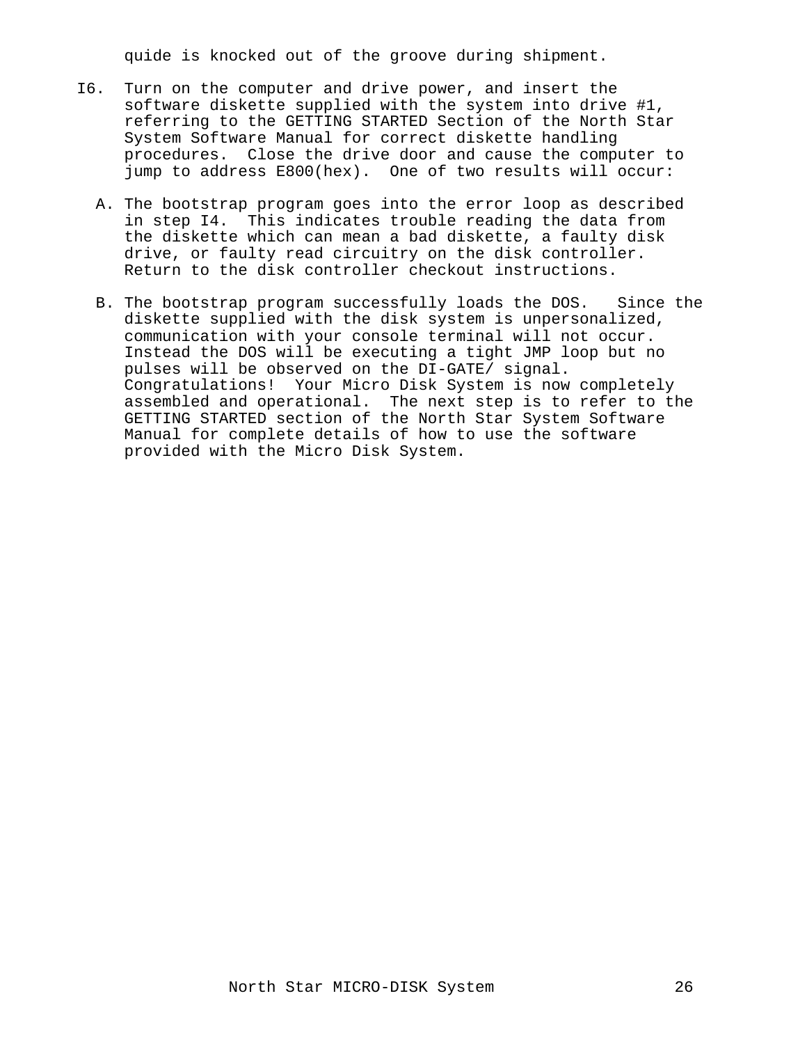guide is knocked out of the groove during shipment.

I6. Turn on the computer and drive power, and insert the software diskette supplied with the system into drive #1, referring to the GETTING STARTED Section of the North Star System Software Manual for correct diskette handling procedures. Close the drive door and cause the computer to jump to address E800(hex). One of two results will occur:

   A. The bootstrap program goes into the error loop as described in step I4. This indicates trouble reading the data from the diskette which can mean a bad diskette, a faulty disk drive, or faulty read circuitry on the disk controller. Return to the disk controller checkout instructions.

   B. The bootstrap program successfully loads the DOS. Since the diskette supplied with the disk system is unpersonalized, communication with your console terminal will not occur. Instead the DOS will be executing a tight JMP loop but no pulses will be observed on the DI-GATE/ signal. Congratulations! Your Micro Disk System is now completely assembled and operational. The next step is to refer to the GETTING STARTED section of the North Star System Software Manual for complete details of how to use the software provided with the Micro Disk System.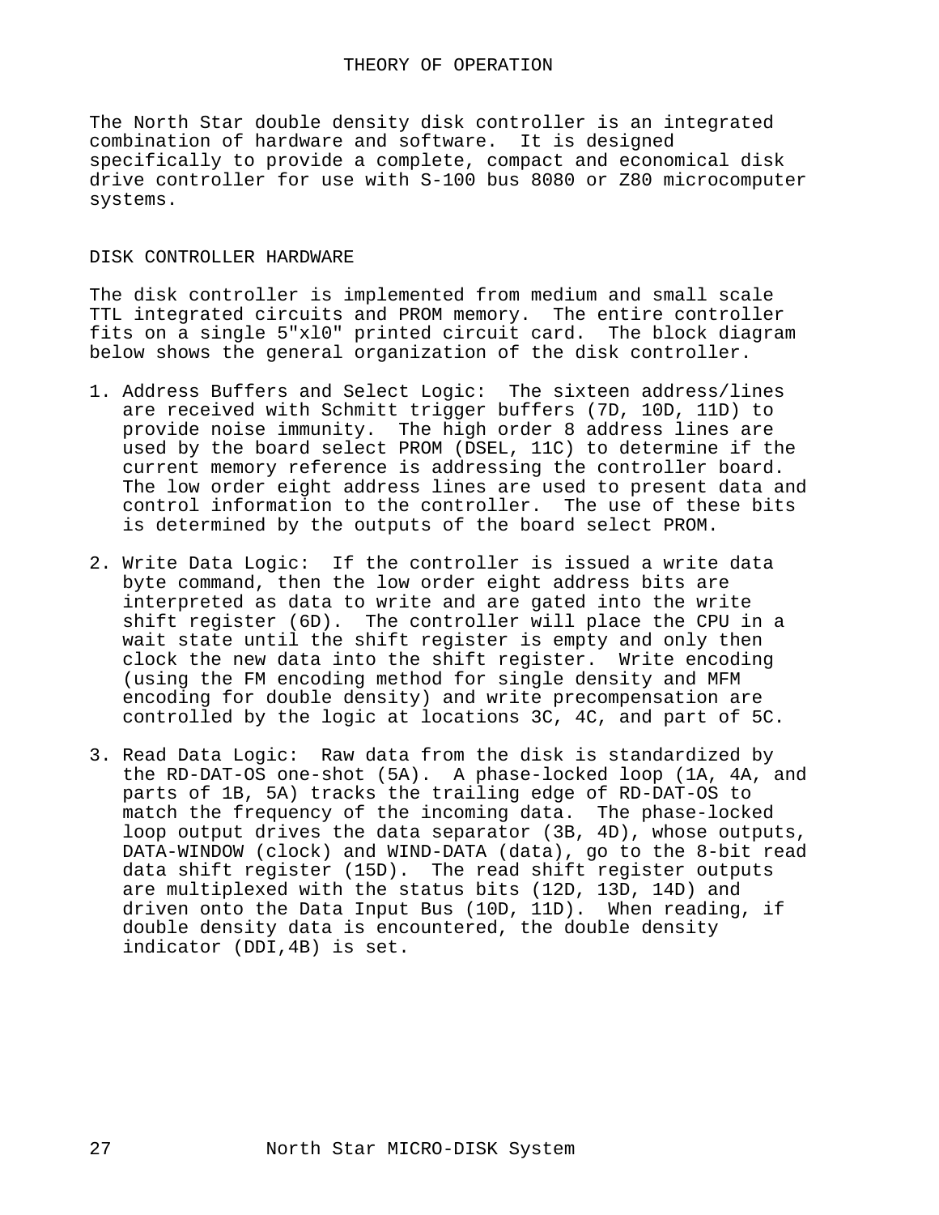# THEORY OF OPERATION

The North Star double density disk controller is an integrated combination of hardware and software. It is designed specifically to provide a complete, compact and economical disk drive controller for use with S-100 bus 8080 or Z80 microcomputer systems.

## DISK CONTROLLER HARDWARE

The disk controller is implemented from medium and small scale TTL integrated circuits and PROM memory. The entire controller fits on a single 5"xl0" printed circuit card. The block diagram below shows the general organization of the disk controller.

1. Address Buffers and Select Logic: The sixteen address/lines are received with Schmitt trigger buffers (7D, 10D, 11D) to provide noise immunity. The high order 8 address lines are used by the board select PROM (DSEL, 11C) to determine if the current memory reference is addressing the controller board. The low order eight address lines are used to present data and control information to the controller. The use of these bits is determined by the outputs of the board select PROM.

2. Write Data Logic: If the controller is issued a write data byte command, then the low order eight address bits are interpreted as data to write and are gated into the write shift register (6D). The controller will place the CPU in a wait state until the shift register is empty and only then clock the new data into the shift register. Write encoding (using the FM encoding method for single density and MFM encoding for double density) and write precompensation are controlled by the logic at locations 3C, 4C, and part of 5C.

3. Read Data Logic: Raw data from the disk is standardized by the RD-DAT-OS one-shot (5A). A phase-locked loop (1A, 4A, and parts of 1B, 5A) tracks the trailing edge of RD-DAT-OS to match the frequency of the incoming data. The phase-locked loop output drives the data separator (3B, 4D), whose outputs, DATA-WINDOW (clock) and WIND-DATA (data), go to the 8-bit read data shift register (15D). The read shift register outputs are multiplexed with the status bits (12D, 13D, 14D) and driven onto the Data Input Bus (10D, 11D). When reading, if double density data is encountered, the double density indicator (DDI,4B) is set.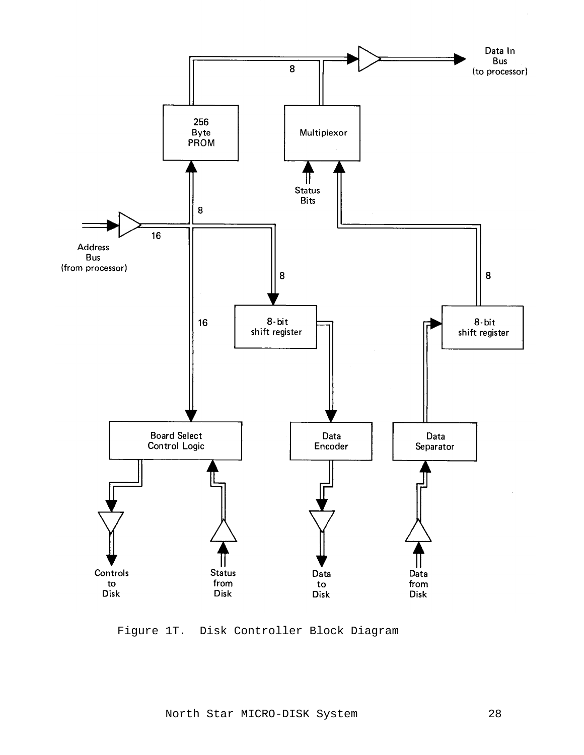Figure 1T. Disk Controller Block Diagram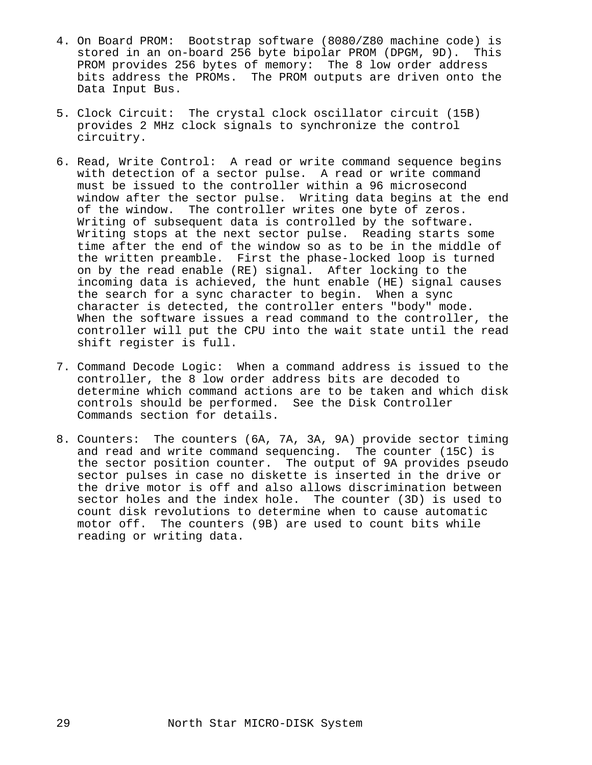4. On Board PROM: Bootstrap software (8080/Z80 machine code) is stored in an on-board 256 byte bipolar PROM (DPGM, 9D). This PROM provides 256 bytes of memory: The 8 low order address bits address the PROMs. The PROM outputs are driven onto the Data Input Bus.

5. Clock Circuit: The crystal clock oscillator circuit (15B) provides 2 MHz clock signals to synchronize the control circuitry.

6. Read, Write Control: A read or write command sequence begins with detection of a sector pulse. A read or write command must be issued to the controller within a 96 microsecond window after the sector pulse. Writing data begins at the end of the window. The controller writes one byte of zeros. Writing of subsequent data is controlled by the software. Writing stops at the next sector pulse. Reading starts some time after the end of the window so as to be in the middle of the written preamble. First the phase-locked loop is turned on by the read enable (RE) signal. After locking to the incoming data is achieved, the hunt enable (HE) signal causes the search for a sync character to begin. When a sync character is detected, the controller enters "body" mode. When the software issues a read command to the controller, the controller will put the CPU into the wait state until the read shift register is full.

7. Command Decode Logic: When a command address is issued to the controller, the 8 low order address bits are decoded to determine which command actions are to be taken and which disk controls should be performed. See the Disk Controller Commands section for details.

8. Counters: The counters (6A, 7A, 3A, 9A) provide sector timing and read and write command sequencing. The counter (15C) is the sector position counter. The output of 9A provides pseudo sector pulses in case no diskette is inserted in the drive or the drive motor is off and also allows discrimination between sector holes and the index hole. The counter (3D) is used to count disk revolutions to determine when to cause automatic motor off. The counters (9B) are used to count bits while reading or writing data.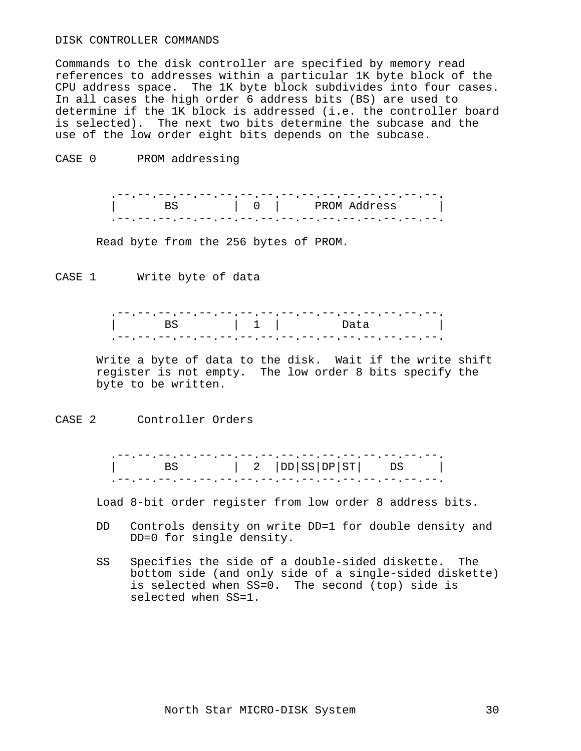DISK CONTROLLER COMMANDS

Commands to the disk controller are specified by memory read references to addresses within a particular 1K byte block of the CPU address space. The 1K byte block subdivides into four cases. In all cases the high order 6 address bits (BS) are used to determine if the 1K block is addressed (i.e. the controller board is selected). The next two bits determine the subcase and the use of the low order eight bits depends on the subcase.

CASE 0 PROM addressing

```
.--.--.--.--.--.--.--.--.--.--.--.--.--.--.--.--.
|       BS        |  0  |     PROM Address      |
.--.--.--.--.--.--.--.--.--.--.--.--.--.--.--.--.
```

Read byte from the 256 bytes of PROM.

CASE 1 Write byte of data

```
.--.--.--.--.--.--.--.--.--.--.--.--.--.--.--.--.
|       BS        |  1  |         Data          |
.--.--.--.--.--.--.--.--.--.--.--.--.--.--.--.--.
```

Write a byte of data to the disk. Wait if the write shift register is not empty. The low order 8 bits specify the byte to be written.

CASE 2 Controller Orders

```
.--.--.--.--.--.--.--.--.--.--.--.--.--.--.--.--.
|       BS        |  2  |DD|SS|DP|ST|    DS     |
.--.--.--.--.--.--.--.--.--.--.--.--.--.--.--.--.
```

Load 8-bit order register from low order 8 address bits.

DD Controls density on write DD=1 for double density and DD=0 for single density.

SS Specifies the side of a double-sided diskette. The bottom side (and only side of a single-sided diskette) is selected when SS=0. The second (top) side is selected when SS=1.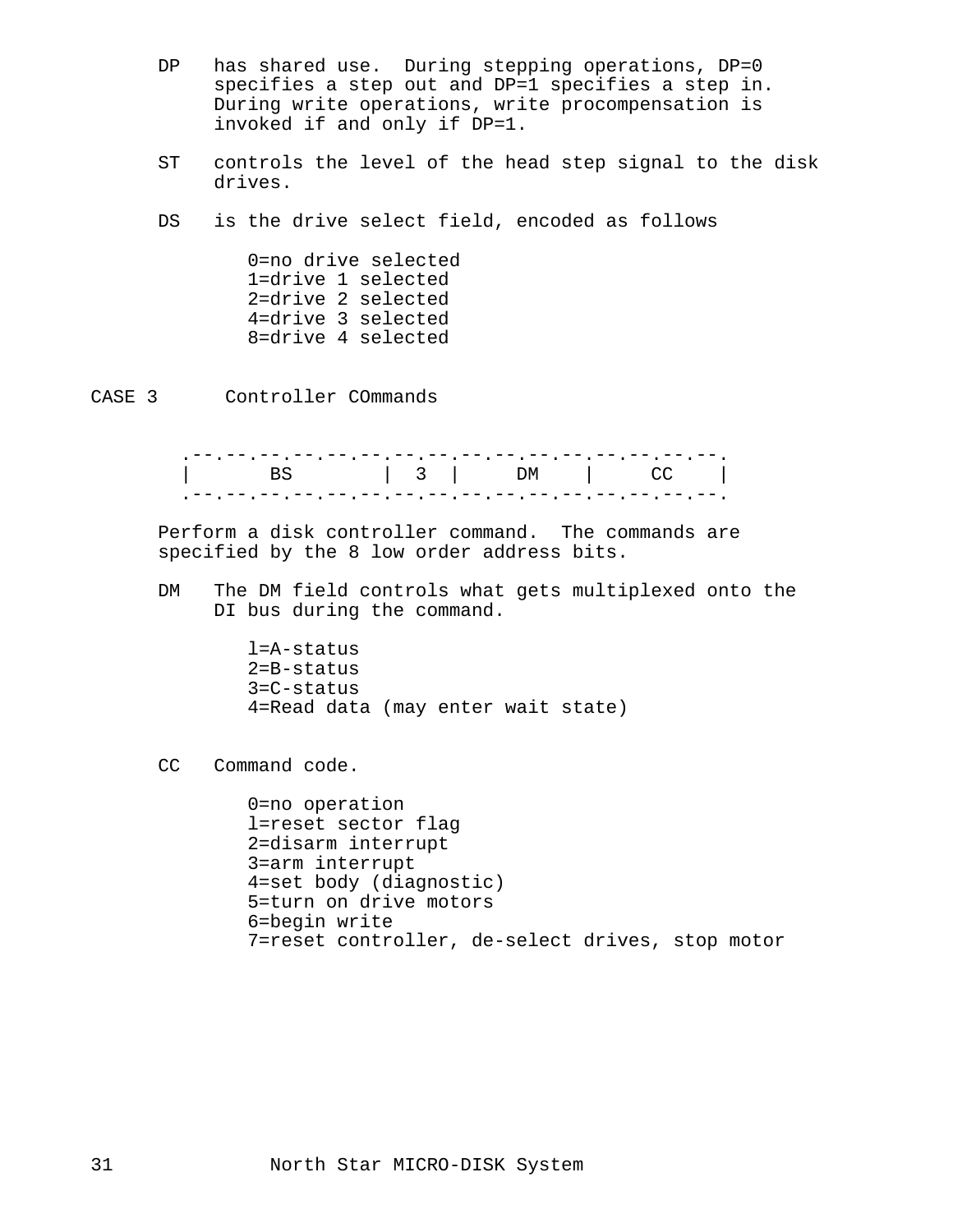DP has shared use. During stepping operations, DP=0 specifies a step out and DP=1 specifies a step in. During write operations, write procompensation is invoked if and only if DP=1.

ST controls the level of the head step signal to the disk drives.

DS is the drive select field, encoded as follows

0=no drive selected
1=drive 1 selected
2=drive 2 selected
4=drive 3 selected
8=drive 4 selected

## CASE 3 Controller COmmands

```
.--.--.--.--.--.--.--.--.--.--.--.--.--.--.--.--.
|       BS        |  3  |     DM    |     CC    |
.--.--.--.--.--.--.--.--.--.--.--.--.--.--.--.--.
```

Perform a disk controller command. The commands are specified by the 8 low order address bits.

DM The DM field controls what gets multiplexed onto the DI bus during the command.

l=A-status
2=B-status
3=C-status
4=Read data (may enter wait state)

CC Command code.

0=no operation
l=reset sector flag
2=disarm interrupt
3=arm interrupt
4=set body (diagnostic)
5=turn on drive motors
6=begin write
7=reset controller, de-select drives, stop motor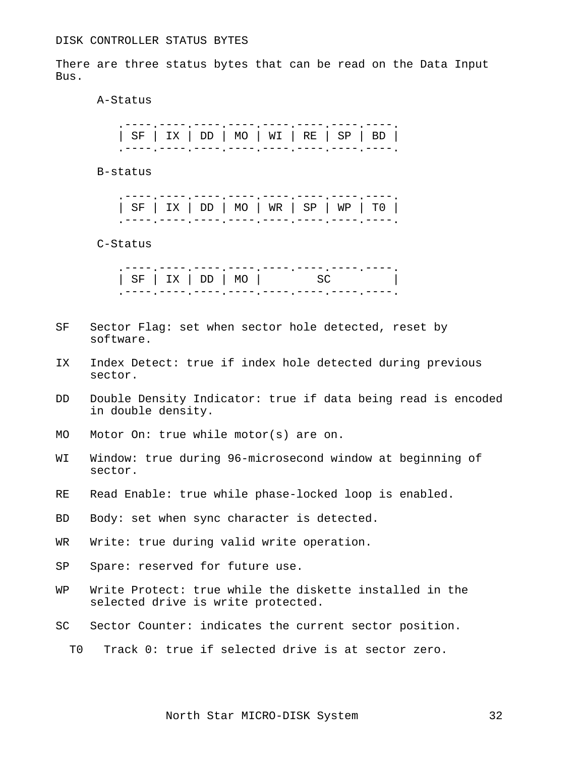## DISK CONTROLLER STATUS BYTES

There are three status bytes that can be read on the Data Input Bus.

A-Status

| SF | IX | DD | MO | WI | RE | SP | BD |
|---|---|---|---|---|---|---|---|

B-status

| SF | IX | DD | MO | WR | SP | WP | T0 |
|---|---|---|---|---|---|---|---|

C-Status

| SF | IX | DD | MO | SC | | | |
|---|---|---|---|---|---|---|---|

SF   Sector Flag: set when sector hole detected, reset by software.

IX   Index Detect: true if index hole detected during previous sector.

DD   Double Density Indicator: true if data being read is encoded in double density.

MO   Motor On: true while motor(s) are on.

WI   Window: true during 96-microsecond window at beginning of sector.

RE   Read Enable: true while phase-locked loop is enabled.

BD   Body: set when sync character is detected.

WR   Write: true during valid write operation.

SP   Spare: reserved for future use.

WP   Write Protect: true while the diskette installed in the selected drive is write protected.

SC   Sector Counter: indicates the current sector position.

T0   Track 0: true if selected drive is at sector zero.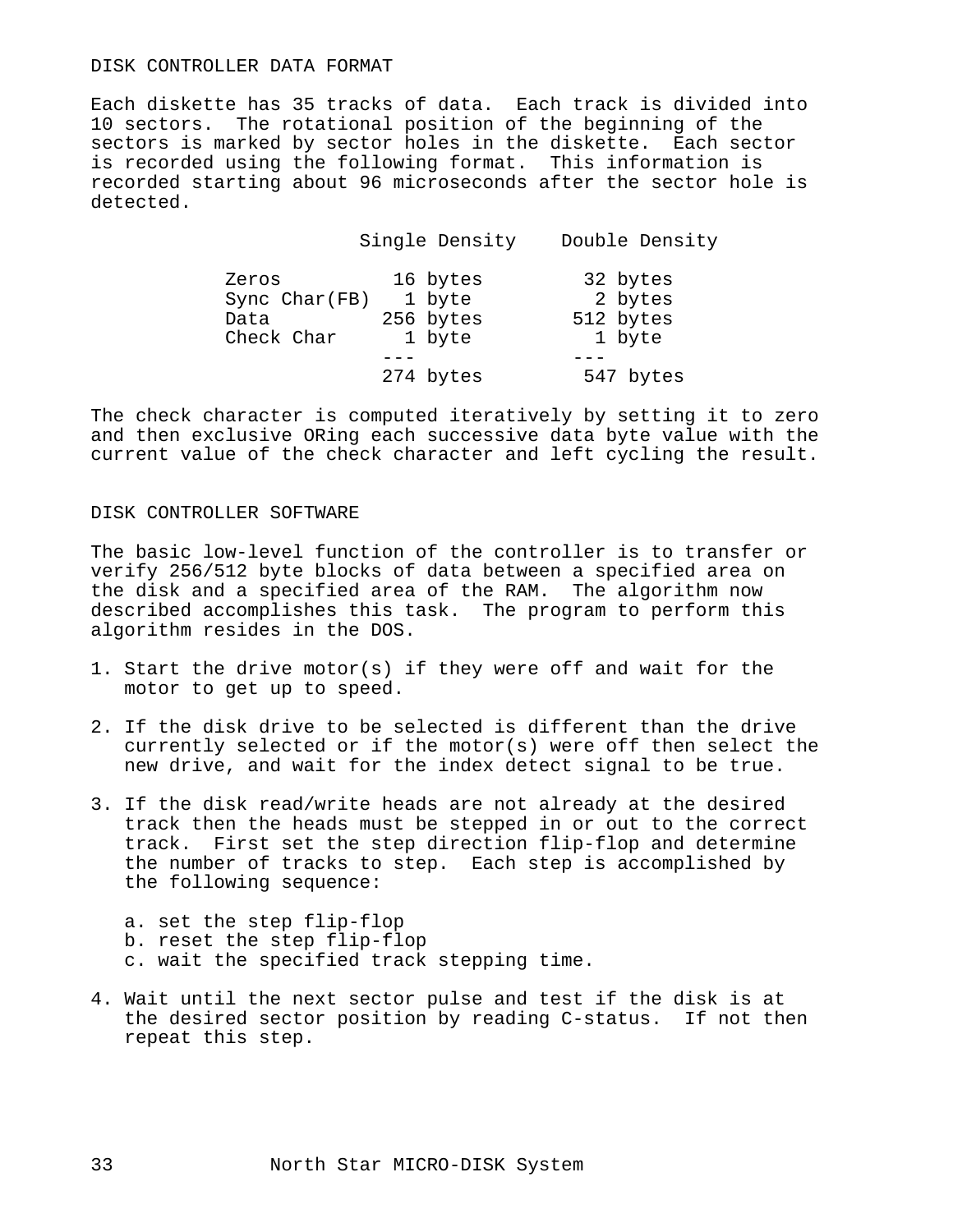## DISK CONTROLLER DATA FORMAT

Each diskette has 35 tracks of data. Each track is divided into 10 sectors. The rotational position of the beginning of the sectors is marked by sector holes in the diskette. Each sector is recorded using the following format. This information is recorded starting about 96 microseconds after the sector hole is detected.

| | Single Density | Double Density |
|---|---|---|
| Zeros | 16 bytes | 32 bytes |
| Sync Char(FB) | 1 byte | 2 bytes |
| Data | 256 bytes | 512 bytes |
| Check Char | 1 byte | 1 byte |
| | --- | --- |
| | 274 bytes | 547 bytes |

The check character is computed iteratively by setting it to zero and then exclusive ORing each successive data byte value with the current value of the check character and left cycling the result.

## DISK CONTROLLER SOFTWARE

The basic low-level function of the controller is to transfer or verify 256/512 byte blocks of data between a specified area on the disk and a specified area of the RAM. The algorithm now described accomplishes this task. The program to perform this algorithm resides in the DOS.

1. Start the drive motor(s) if they were off and wait for the motor to get up to speed.

2. If the disk drive to be selected is different than the drive currently selected or if the motor(s) were off then select the new drive, and wait for the index detect signal to be true.

3. If the disk read/write heads are not already at the desired track then the heads must be stepped in or out to the correct track. First set the step direction flip-flop and determine the number of tracks to step. Each step is accomplished by the following sequence:

   a. set the step flip-flop
   b. reset the step flip-flop
   c. wait the specified track stepping time.

4. Wait until the next sector pulse and test if the disk is at the desired sector position by reading C-status. If not then repeat this step.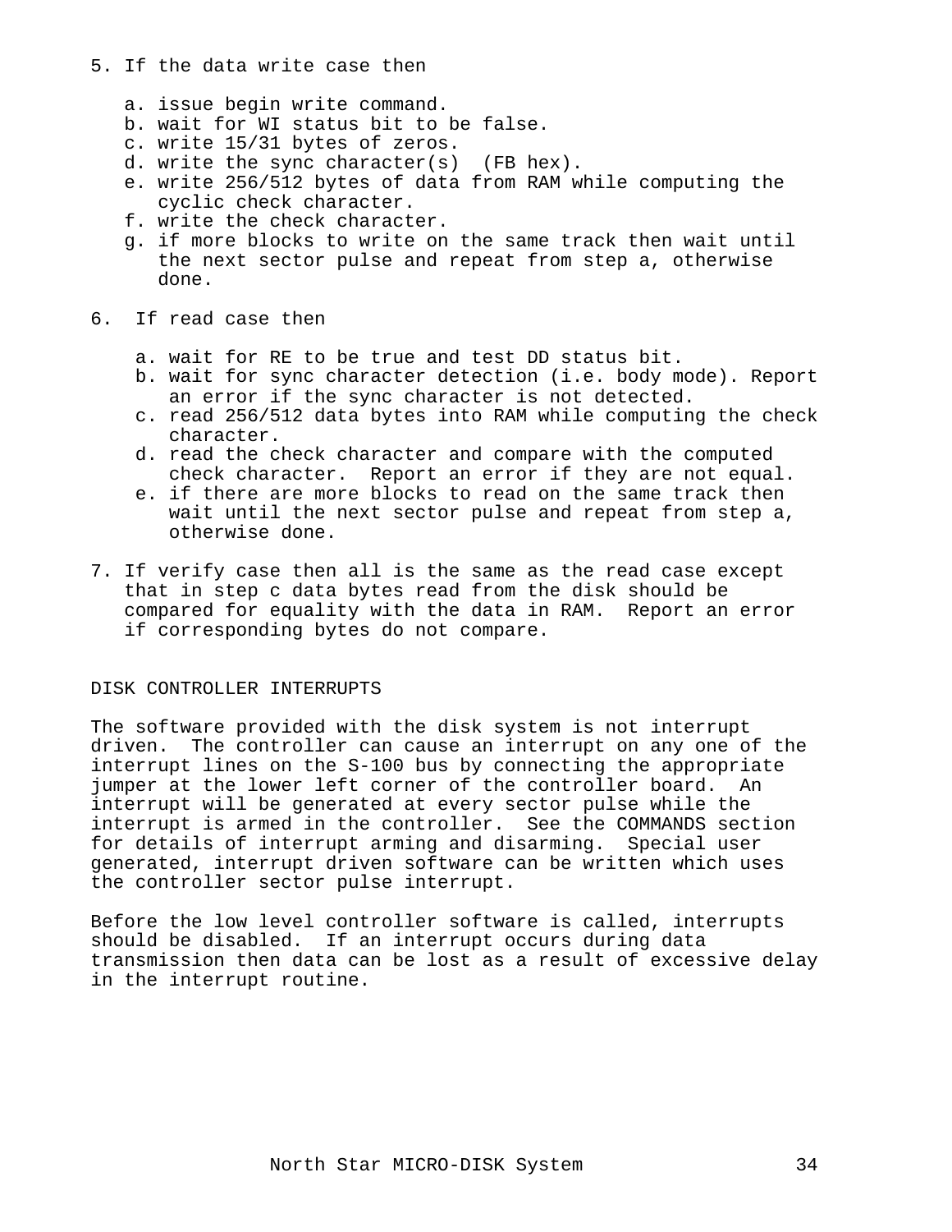5. If the data write case then

   a. issue begin write command.
   b. wait for WI status bit to be false.
   c. write 15/31 bytes of zeros.
   d. write the sync character(s) (FB hex).
   e. write 256/512 bytes of data from RAM while computing the cyclic check character.
   f. write the check character.
   g. if more blocks to write on the same track then wait until the next sector pulse and repeat from step a, otherwise done.

6. If read case then

   a. wait for RE to be true and test DD status bit.
   b. wait for sync character detection (i.e. body mode). Report an error if the sync character is not detected.
   c. read 256/512 data bytes into RAM while computing the check character.
   d. read the check character and compare with the computed check character. Report an error if they are not equal.
   e. if there are more blocks to read on the same track then wait until the next sector pulse and repeat from step a, otherwise done.

7. If verify case then all is the same as the read case except that in step c data bytes read from the disk should be compared for equality with the data in RAM. Report an error if corresponding bytes do not compare.

## DISK CONTROLLER INTERRUPTS

The software provided with the disk system is not interrupt driven. The controller can cause an interrupt on any one of the interrupt lines on the S-100 bus by connecting the appropriate jumper at the lower left corner of the controller board. An interrupt will be generated at every sector pulse while the interrupt is armed in the controller. See the COMMANDS section for details of interrupt arming and disarming. Special user generated, interrupt driven software can be written which uses the controller sector pulse interrupt.

Before the low level controller software is called, interrupts should be disabled. If an interrupt occurs during data transmission then data can be lost as a result of excessive delay in the interrupt routine.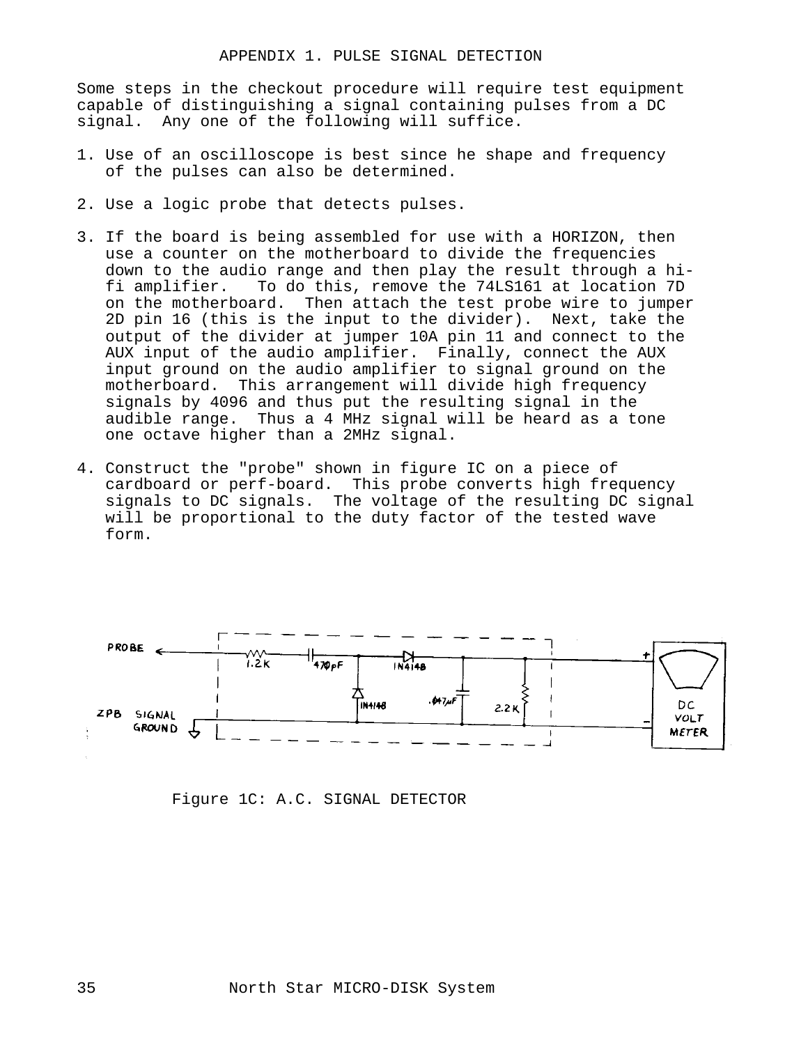# APPENDIX 1. PULSE SIGNAL DETECTION

Some steps in the checkout procedure will require test equipment capable of distinguishing a signal containing pulses from a DC signal. Any one of the following will suffice.

1. Use of an oscilloscope is best since he shape and frequency of the pulses can also be determined.

2. Use a logic probe that detects pulses.

3. If the board is being assembled for use with a HORIZON, then use a counter on the motherboard to divide the frequencies down to the audio range and then play the result through a hi-fi amplifier. To do this, remove the 74LS161 at location 7D on the motherboard. Then attach the test probe wire to jumper 2D pin 16 (this is the input to the divider). Next, take the output of the divider at jumper 10A pin 11 and connect to the AUX input of the audio amplifier. Finally, connect the AUX input ground on the audio amplifier to signal ground on the motherboard. This arrangement will divide high frequency signals by 4096 and thus put the resulting signal in the audible range. Thus a 4 MHz signal will be heard as a tone one octave higher than a 2MHz signal.

4. Construct the "probe" shown in figure IC on a piece of cardboard or perf-board. This probe converts high frequency signals to DC signals. The voltage of the resulting DC signal will be proportional to the duty factor of the tested wave form.

PROBE — 1.2K — 470pF — 1N4148 — .047µF — 2.2K — DC VOLT METER

ZPB SIGNAL GROUND

Figure 1C: A.C. SIGNAL DETECTOR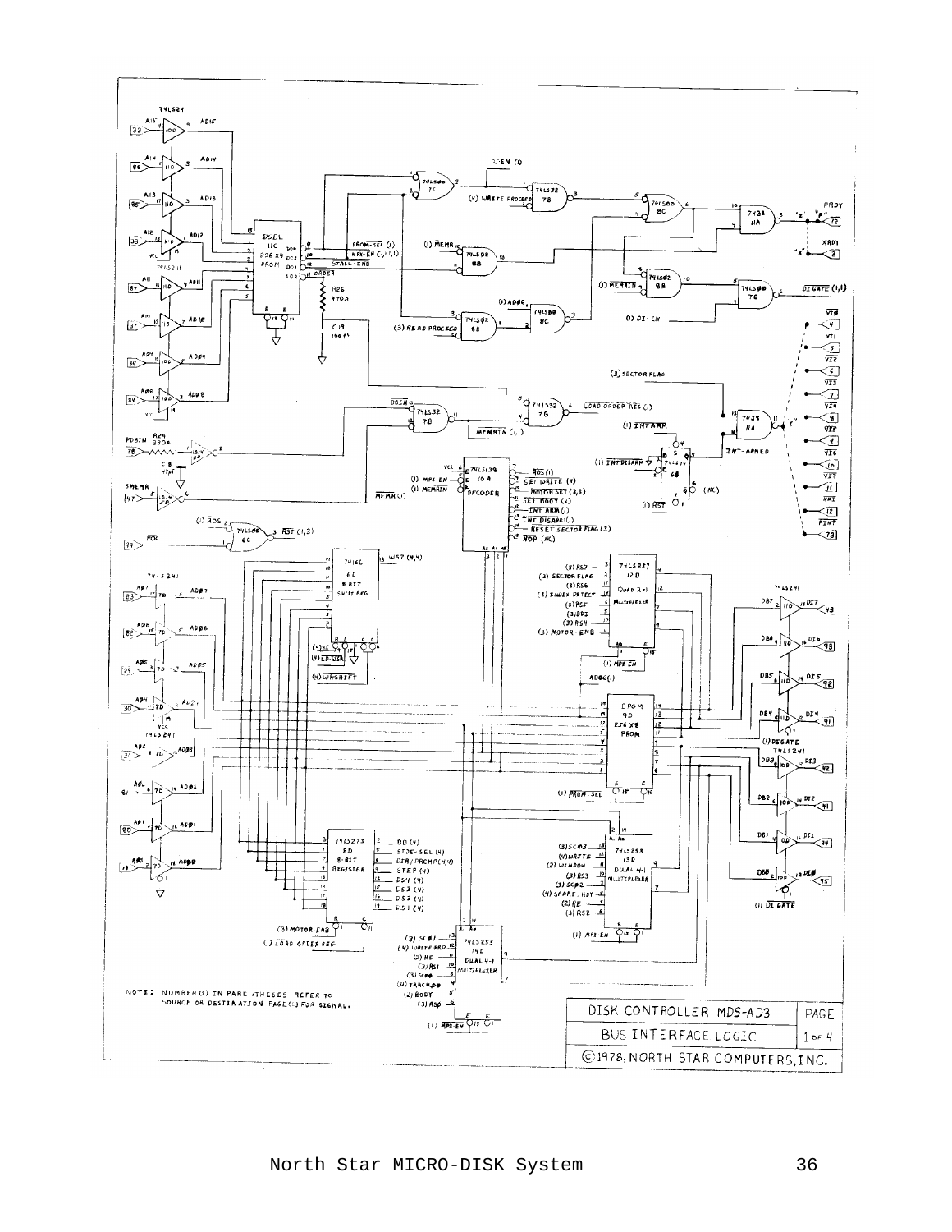NOTE: NUMBER(S) IN PARENTHESES REFER TO SOURCE OR DESTINATION PAGE(S) FOR SIGNAL.

| DISK CONTROLLER MDS-AD3 | PAGE |
| --- | --- |
| BUS INTERFACE LOGIC | 1 OF 4 |
| ©1978, NORTH STAR COMPUTERS, INC. | |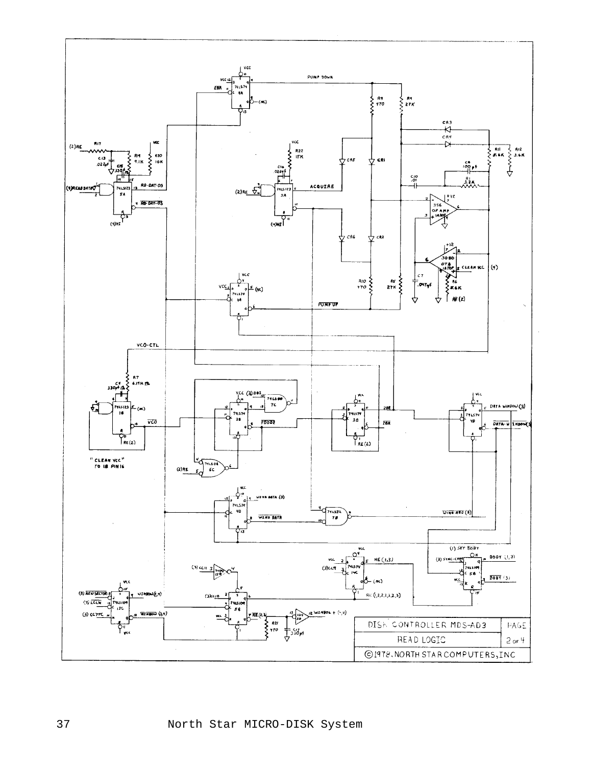DISK CONTROLLER MDS-AD3

READ LOGIC

PAGE 2 of 4

©1978, NORTH STAR COMPUTERS, INC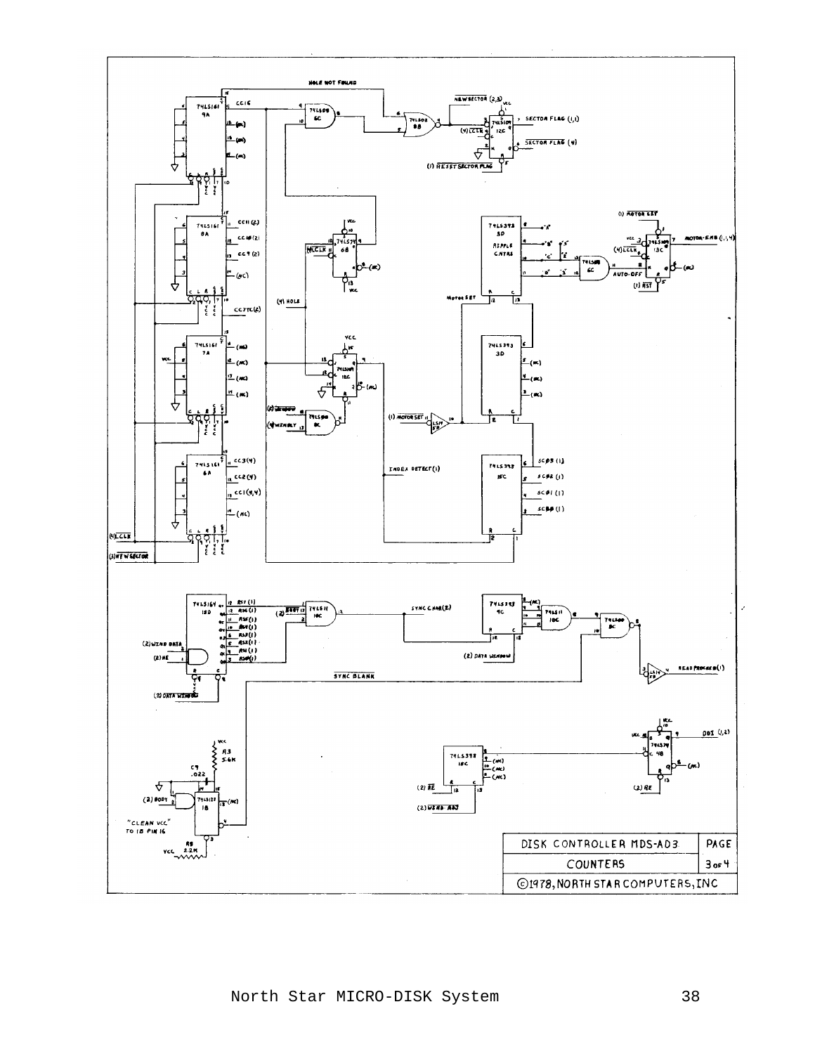| DISK CONTROLLER MDS-AD3 | PAGE |
| --- | --- |
| COUNTERS | 3 OF 4 |
| ©1978, NORTH STAR COMPUTERS, INC | |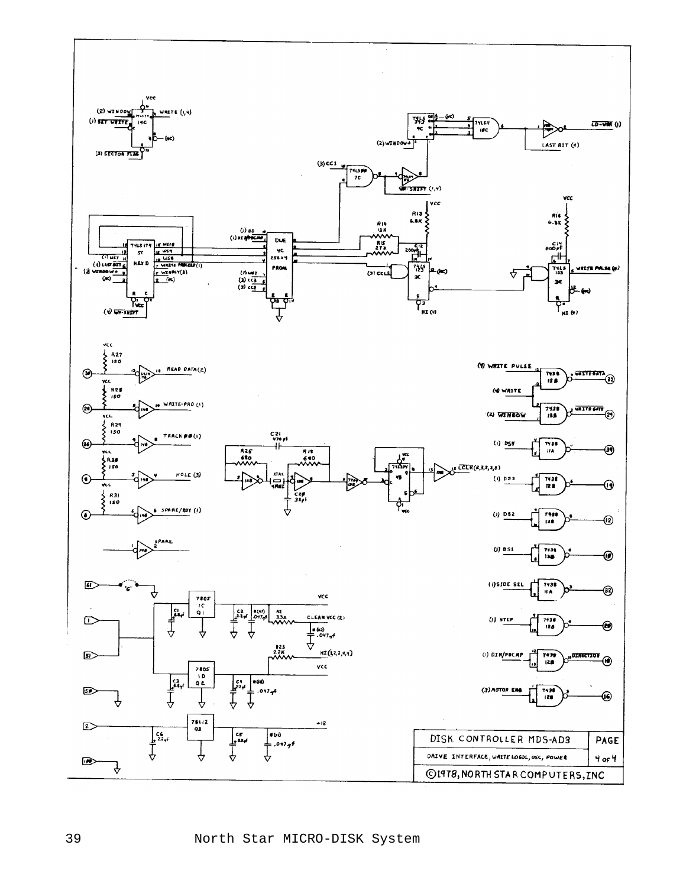| DISK CONTROLLER MDS-AD3 | PAGE |
|---|---|
| DRIVE INTERFACE, WRITE LOGIC, OSC, POWER | 4 of 4 |
| ©1978, NORTH STAR COMPUTERS, INC | |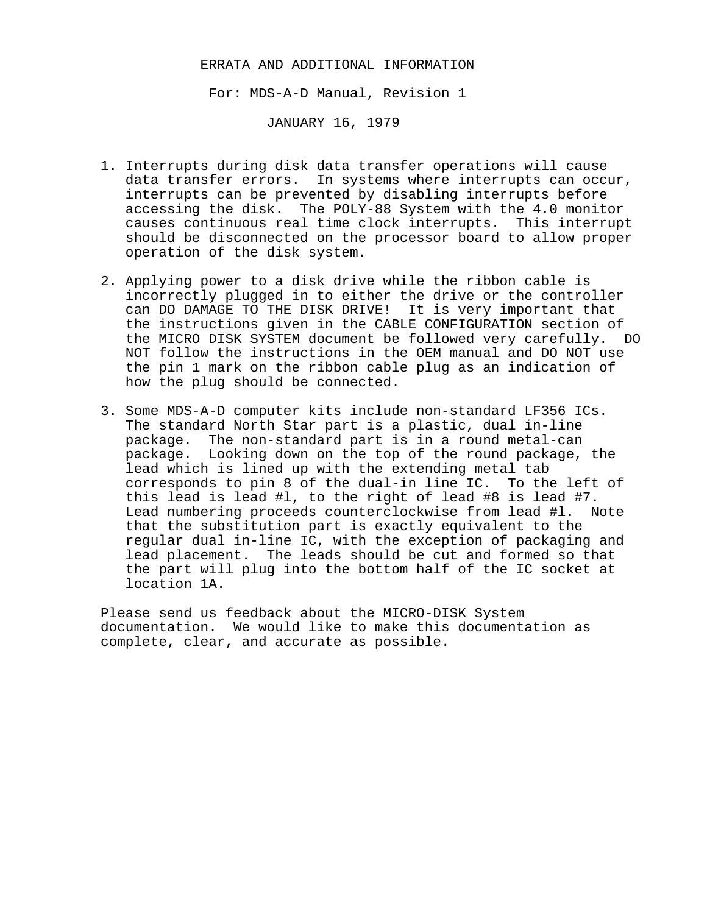# ERRATA AND ADDITIONAL INFORMATION

For: MDS-A-D Manual, Revision 1

JANUARY 16, 1979

1. Interrupts during disk data transfer operations will cause data transfer errors. In systems where interrupts can occur, interrupts can be prevented by disabling interrupts before accessing the disk. The POLY-88 System with the 4.0 monitor causes continuous real time clock interrupts. This interrupt should be disconnected on the processor board to allow proper operation of the disk system.

2. Applying power to a disk drive while the ribbon cable is incorrectly plugged in to either the drive or the controller can DO DAMAGE TO THE DISK DRIVE! It is very important that the instructions given in the CABLE CONFIGURATION section of the MICRO DISK SYSTEM document be followed very carefully. DO NOT follow the instructions in the OEM manual and DO NOT use the pin 1 mark on the ribbon cable plug as an indication of how the plug should be connected.

3. Some MDS-A-D computer kits include non-standard LF356 ICs. The standard North Star part is a plastic, dual in-line package. The non-standard part is in a round metal-can package. Looking down on the top of the round package, the lead which is lined up with the extending metal tab corresponds to pin 8 of the dual-in line IC. To the left of this lead is lead #l, to the right of lead #8 is lead #7. Lead numbering proceeds counterclockwise from lead #l. Note that the substitution part is exactly equivalent to the regular dual in-line IC, with the exception of packaging and lead placement. The leads should be cut and formed so that the part will plug into the bottom half of the IC socket at location 1A.

Please send us feedback about the MICRO-DISK System documentation. We would like to make this documentation as complete, clear, and accurate as possible.